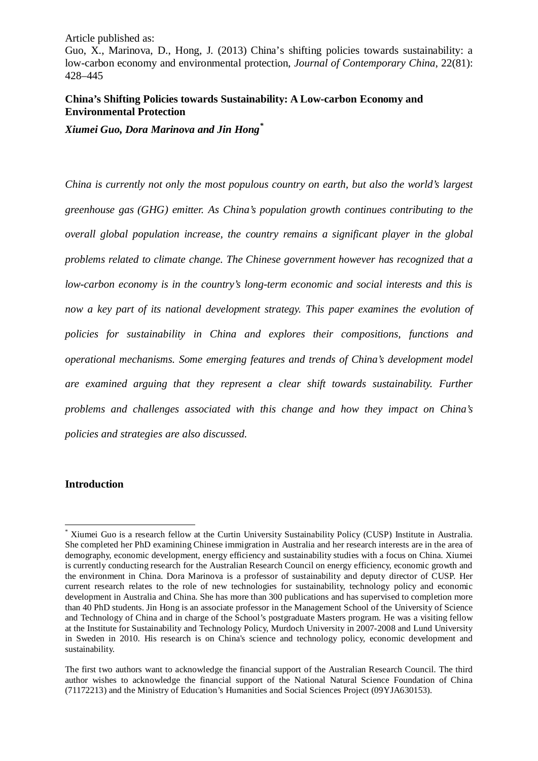Article published as:
Guo, X., Marinova, D., Hong, J. (2013) China's shifting policies towards sustainability: a low-carbon economy and environmental protection, *Journal of Contemporary China*, 22(81): 428–445

# China's Shifting Policies towards Sustainability: A Low-carbon Economy and Environmental Protection

***Xiumei Guo, Dora Marinova and Jin Hong*** [*]

*China is currently not only the most populous country on earth, but also the world's largest greenhouse gas (GHG) emitter. As China's population growth continues contributing to the overall global population increase, the country remains a significant player in the global problems related to climate change. The Chinese government however has recognized that a low-carbon economy is in the country's long-term economic and social interests and this is now a key part of its national development strategy. This paper examines the evolution of policies for sustainability in China and explores their compositions, functions and operational mechanisms. Some emerging features and trends of China's development model are examined arguing that they represent a clear shift towards sustainability. Further problems and challenges associated with this change and how they impact on China's policies and strategies are also discussed.*

## Introduction

[*] Xiumei Guo is a research fellow at the Curtin University Sustainability Policy (CUSP) Institute in Australia. She completed her PhD examining Chinese immigration in Australia and her research interests are in the area of demography, economic development, energy efficiency and sustainability studies with a focus on China. Xiumei is currently conducting research for the Australian Research Council on energy efficiency, economic growth and the environment in China. Dora Marinova is a professor of sustainability and deputy director of CUSP. Her current research relates to the role of new technologies for sustainability, technology policy and economic development in Australia and China. She has more than 300 publications and has supervised to completion more than 40 PhD students. Jin Hong is an associate professor in the Management School of the University of Science and Technology of China and in charge of the School's postgraduate Masters program. He was a visiting fellow at the Institute for Sustainability and Technology Policy, Murdoch University in 2007-2008 and Lund University in Sweden in 2010. His research is on China's science and technology policy, economic development and sustainability.

The first two authors want to acknowledge the financial support of the Australian Research Council. The third author wishes to acknowledge the financial support of the National Natural Science Foundation of China (71172213) and the Ministry of Education's Humanities and Social Sciences Project (09YJA630153).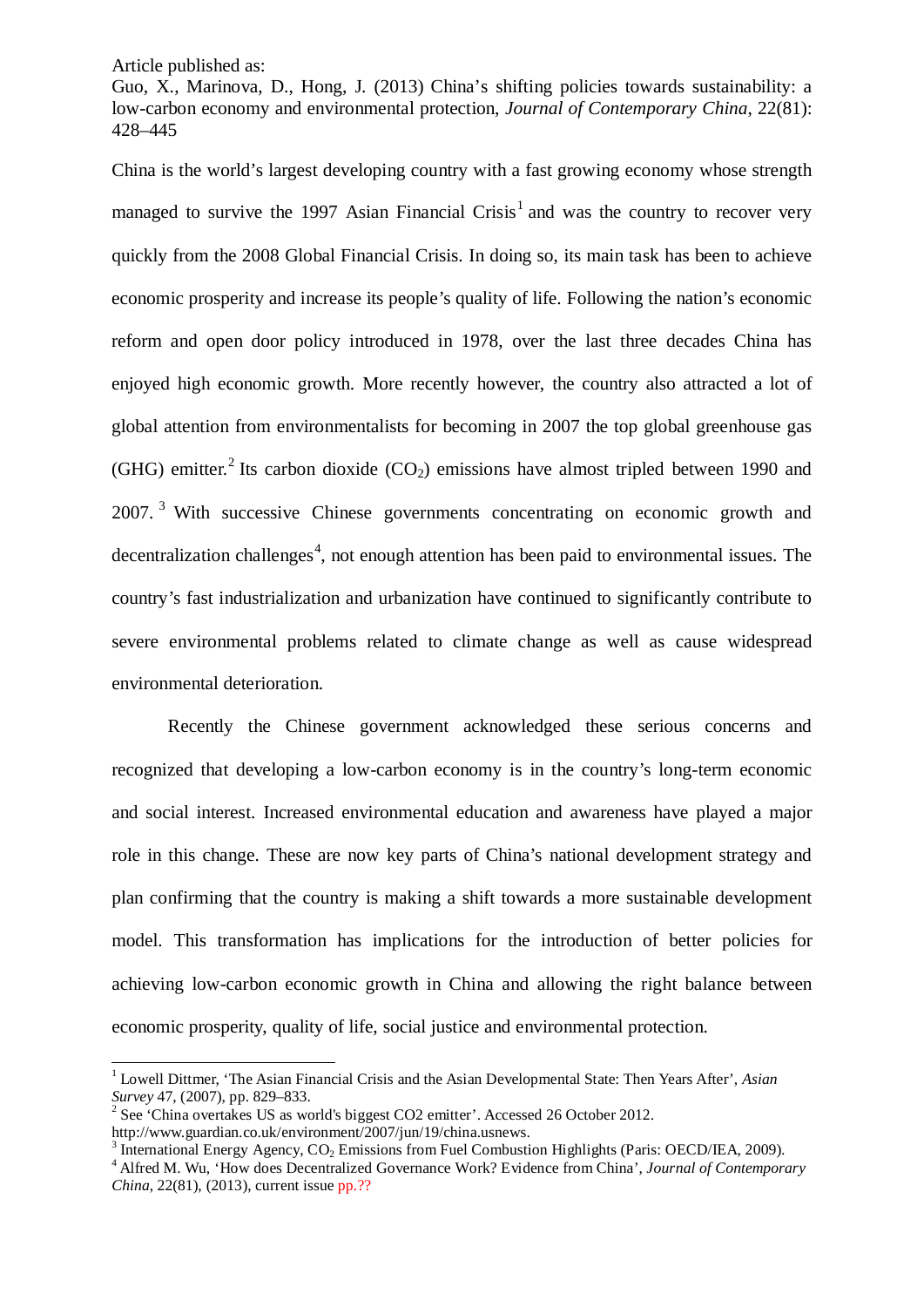Article published as:

Guo, X., Marinova, D., Hong, J. (2013) China's shifting policies towards sustainability: a low-carbon economy and environmental protection, *Journal of Contemporary China*, 22(81): 428–445

China is the world's largest developing country with a fast growing economy whose strength managed to survive the 1997 Asian Financial Crisis[1] and was the country to recover very quickly from the 2008 Global Financial Crisis. In doing so, its main task has been to achieve economic prosperity and increase its people's quality of life. Following the nation's economic reform and open door policy introduced in 1978, over the last three decades China has enjoyed high economic growth. More recently however, the country also attracted a lot of global attention from environmentalists for becoming in 2007 the top global greenhouse gas (GHG) emitter.[2] Its carbon dioxide ($CO_2$) emissions have almost tripled between 1990 and 2007.[3] With successive Chinese governments concentrating on economic growth and decentralization challenges[4], not enough attention has been paid to environmental issues. The country's fast industrialization and urbanization have continued to significantly contribute to severe environmental problems related to climate change as well as cause widespread environmental deterioration.

Recently the Chinese government acknowledged these serious concerns and recognized that developing a low-carbon economy is in the country's long-term economic and social interest. Increased environmental education and awareness have played a major role in this change. These are now key parts of China's national development strategy and plan confirming that the country is making a shift towards a more sustainable development model. This transformation has implications for the introduction of better policies for achieving low-carbon economic growth in China and allowing the right balance between economic prosperity, quality of life, social justice and environmental protection.

---

[1] Lowell Dittmer, 'The Asian Financial Crisis and the Asian Developmental State: Then Years After', *Asian Survey* 47, (2007), pp. 829–833.

[2] See 'China overtakes US as world's biggest CO2 emitter'. Accessed 26 October 2012. http://www.guardian.co.uk/environment/2007/jun/19/china.usnews.

[3] International Energy Agency, $CO_2$ Emissions from Fuel Combustion Highlights (Paris: OECD/IEA, 2009).

[4] Alfred M. Wu, 'How does Decentralized Governance Work? Evidence from China', *Journal of Contemporary China*, 22(81), (2013), current issue pp.??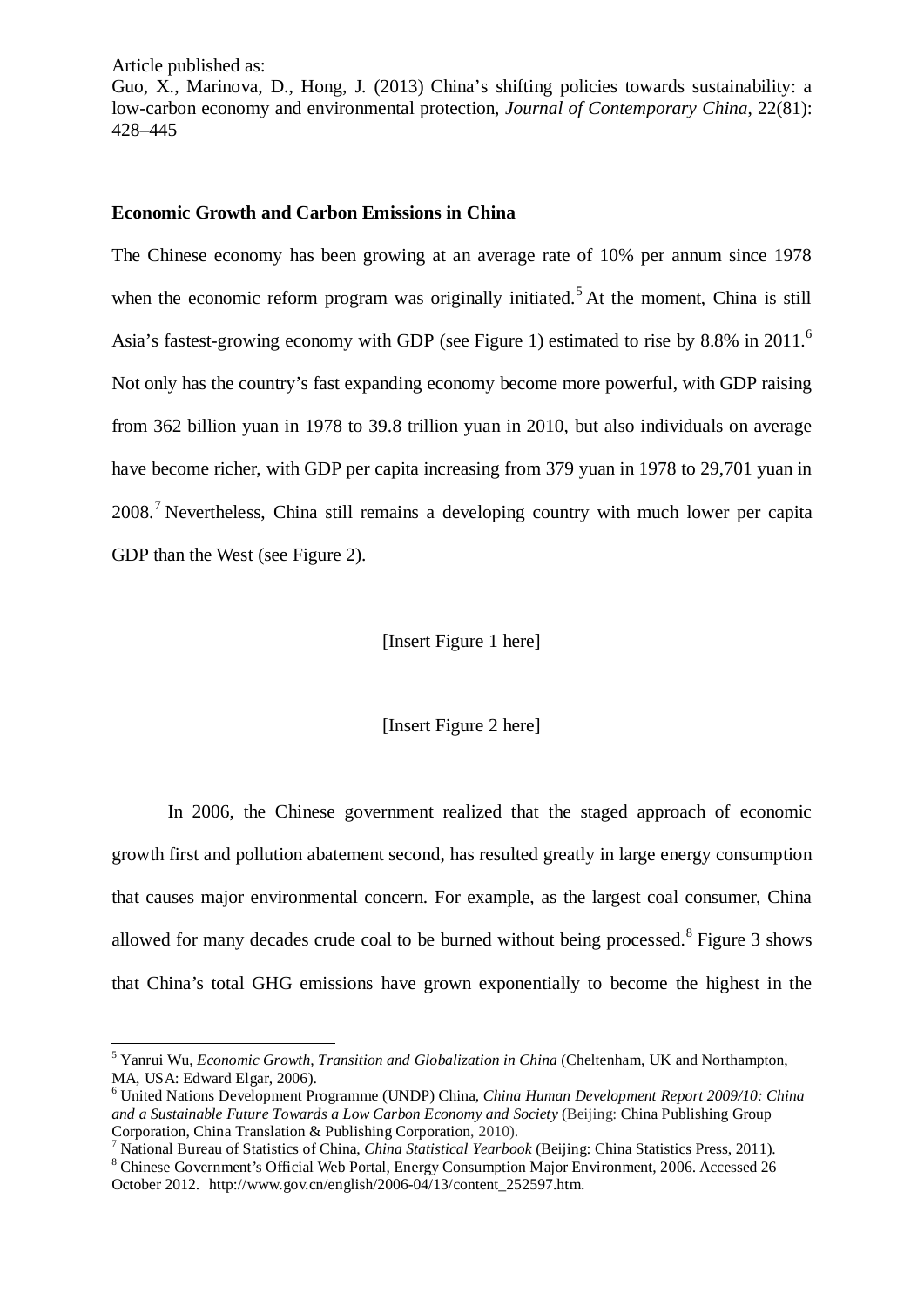Article published as:

Guo, X., Marinova, D., Hong, J. (2013) China's shifting policies towards sustainability: a low-carbon economy and environmental protection, *Journal of Contemporary China*, 22(81): 428–445

**Economic Growth and Carbon Emissions in China**

The Chinese economy has been growing at an average rate of 10% per annum since 1978 when the economic reform program was originally initiated.[5] At the moment, China is still Asia's fastest-growing economy with GDP (see Figure 1) estimated to rise by 8.8% in 2011.[6] Not only has the country's fast expanding economy become more powerful, with GDP raising from 362 billion yuan in 1978 to 39.8 trillion yuan in 2010, but also individuals on average have become richer, with GDP per capita increasing from 379 yuan in 1978 to 29,701 yuan in 2008.[7] Nevertheless, China still remains a developing country with much lower per capita GDP than the West (see Figure 2).

[Insert Figure 1 here]

[Insert Figure 2 here]

In 2006, the Chinese government realized that the staged approach of economic growth first and pollution abatement second, has resulted greatly in large energy consumption that causes major environmental concern. For example, as the largest coal consumer, China allowed for many decades crude coal to be burned without being processed.[8] Figure 3 shows that China's total GHG emissions have grown exponentially to become the highest in the

---

[5] Yanrui Wu, *Economic Growth, Transition and Globalization in China* (Cheltenham, UK and Northampton, MA, USA: Edward Elgar, 2006).

[6] United Nations Development Programme (UNDP) China, *China Human Development Report 2009/10: China and a Sustainable Future Towards a Low Carbon Economy and Society* (Beijing: China Publishing Group Corporation, China Translation & Publishing Corporation, 2010).

[7] National Bureau of Statistics of China, *China Statistical Yearbook* (Beijing: China Statistics Press, 2011).

[8] Chinese Government's Official Web Portal, Energy Consumption Major Environment, 2006. Accessed 26 October 2012. http://www.gov.cn/english/2006-04/13/content_252597.htm.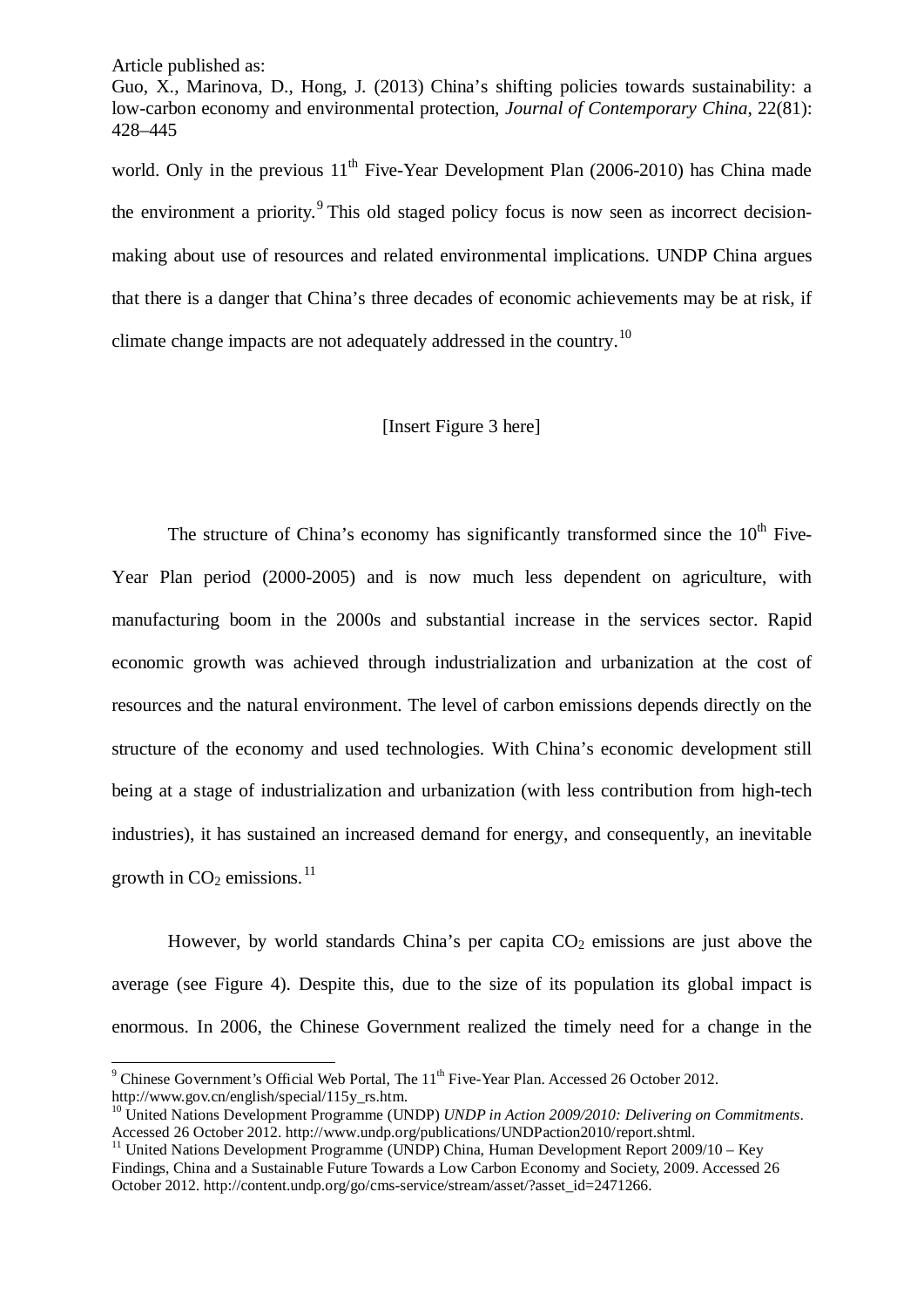world. Only in the previous 11th Five-Year Development Plan (2006-2010) has China made the environment a priority.[9] This old staged policy focus is now seen as incorrect decision-making about use of resources and related environmental implications. UNDP China argues that there is a danger that China's three decades of economic achievements may be at risk, if climate change impacts are not adequately addressed in the country.[10]

[Insert Figure 3 here]

The structure of China's economy has significantly transformed since the 10th Five-Year Plan period (2000-2005) and is now much less dependent on agriculture, with manufacturing boom in the 2000s and substantial increase in the services sector. Rapid economic growth was achieved through industrialization and urbanization at the cost of resources and the natural environment. The level of carbon emissions depends directly on the structure of the economy and used technologies. With China's economic development still being at a stage of industrialization and urbanization (with less contribution from high-tech industries), it has sustained an increased demand for energy, and consequently, an inevitable growth in $CO_2$ emissions.[11]

However, by world standards China's per capita $CO_2$ emissions are just above the average (see Figure 4). Despite this, due to the size of its population its global impact is enormous. In 2006, the Chinese Government realized the timely need for a change in the

---

[9] Chinese Government's Official Web Portal, The 11th Five-Year Plan. Accessed 26 October 2012. http://www.gov.cn/english/special/115y_rs.htm.

[10] United Nations Development Programme (UNDP) *UNDP in Action 2009/2010: Delivering on Commitments*. Accessed 26 October 2012. http://www.undp.org/publications/UNDPaction2010/report.shtml.

[11] United Nations Development Programme (UNDP) China, Human Development Report 2009/10 – Key Findings, China and a Sustainable Future Towards a Low Carbon Economy and Society, 2009. Accessed 26 October 2012. http://content.undp.org/go/cms-service/stream/asset/?asset_id=2471266.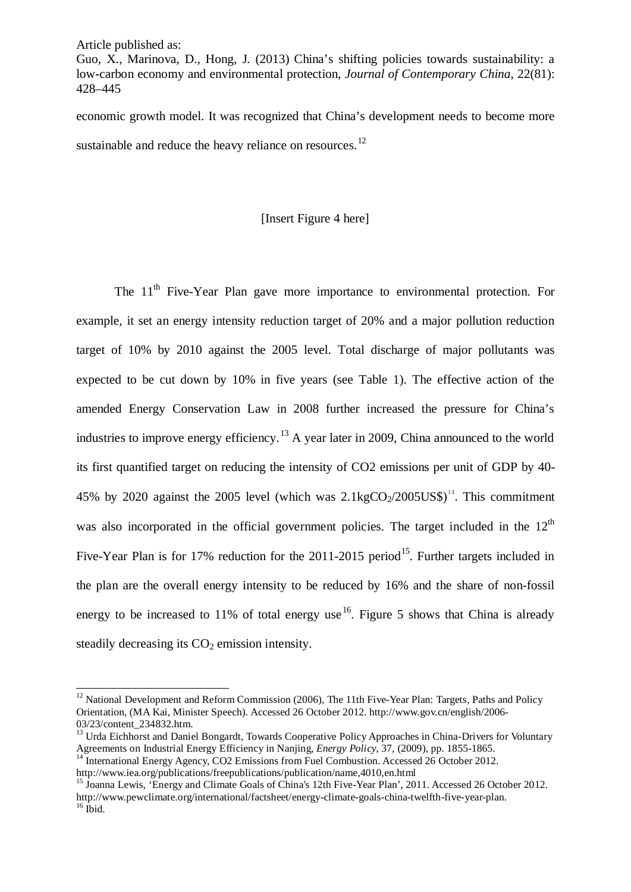economic growth model. It was recognized that China's development needs to become more sustainable and reduce the heavy reliance on resources.[12]

[Insert Figure 4 here]

The 11th Five-Year Plan gave more importance to environmental protection. For example, it set an energy intensity reduction target of 20% and a major pollution reduction target of 10% by 2010 against the 2005 level. Total discharge of major pollutants was expected to be cut down by 10% in five years (see Table 1). The effective action of the amended Energy Conservation Law in 2008 further increased the pressure for China's industries to improve energy efficiency.[13] A year later in 2009, China announced to the world its first quantified target on reducing the intensity of CO2 emissions per unit of GDP by 40-45% by 2020 against the 2005 level (which was 2.1kg$CO_2$/2005US$)[14]. This commitment was also incorporated in the official government policies. The target included in the 12th Five-Year Plan is for 17% reduction for the 2011-2015 period[15]. Further targets included in the plan are the overall energy intensity to be reduced by 16% and the share of non-fossil energy to be increased to 11% of total energy use[16]. Figure 5 shows that China is already steadily decreasing its $CO_2$ emission intensity.

---

[12] National Development and Reform Commission (2006), The 11th Five-Year Plan: Targets, Paths and Policy Orientation, (MA Kai, Minister Speech). Accessed 26 October 2012. http://www.gov.cn/english/2006-03/23/content_234832.htm.

[13] Urda Eichhorst and Daniel Bongardt, Towards Cooperative Policy Approaches in China-Drivers for Voluntary Agreements on Industrial Energy Efficiency in Nanjing, *Energy Policy*, 37, (2009), pp. 1855-1865.

[14] International Energy Agency, CO2 Emissions from Fuel Combustion. Accessed 26 October 2012. http://www.iea.org/publications/freepublications/publication/name,4010,en.html

[15] Joanna Lewis, 'Energy and Climate Goals of China's 12th Five-Year Plan', 2011. Accessed 26 October 2012. http://www.pewclimate.org/international/factsheet/energy-climate-goals-china-twelfth-five-year-plan.

[16] Ibid.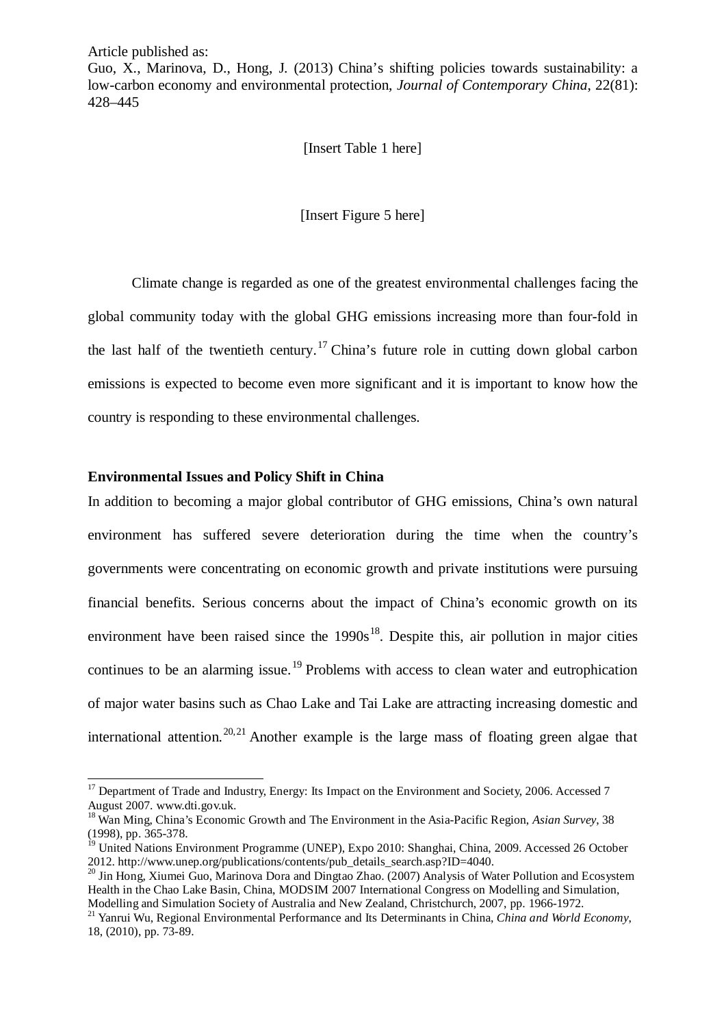Article published as:
Guo, X., Marinova, D., Hong, J. (2013) China's shifting policies towards sustainability: a low-carbon economy and environmental protection, *Journal of Contemporary China*, 22(81): 428–445

[Insert Table 1 here]

[Insert Figure 5 here]

Climate change is regarded as one of the greatest environmental challenges facing the global community today with the global GHG emissions increasing more than four-fold in the last half of the twentieth century.[17] China's future role in cutting down global carbon emissions is expected to become even more significant and it is important to know how the country is responding to these environmental challenges.

**Environmental Issues and Policy Shift in China**

In addition to becoming a major global contributor of GHG emissions, China's own natural environment has suffered severe deterioration during the time when the country's governments were concentrating on economic growth and private institutions were pursuing financial benefits. Serious concerns about the impact of China's economic growth on its environment have been raised since the 1990s[18]. Despite this, air pollution in major cities continues to be an alarming issue.[19] Problems with access to clean water and eutrophication of major water basins such as Chao Lake and Tai Lake are attracting increasing domestic and international attention.[20,21] Another example is the large mass of floating green algae that

[17] Department of Trade and Industry, Energy: Its Impact on the Environment and Society, 2006. Accessed 7 August 2007. www.dti.gov.uk.

[18] Wan Ming, China's Economic Growth and The Environment in the Asia-Pacific Region, *Asian Survey*, 38 (1998), pp. 365-378.

[19] United Nations Environment Programme (UNEP), Expo 2010: Shanghai, China, 2009. Accessed 26 October 2012. http://www.unep.org/publications/contents/pub_details_search.asp?ID=4040.

[20] Jin Hong, Xiumei Guo, Marinova Dora and Dingtao Zhao. (2007) Analysis of Water Pollution and Ecosystem Health in the Chao Lake Basin, China, MODSIM 2007 International Congress on Modelling and Simulation, Modelling and Simulation Society of Australia and New Zealand, Christchurch, 2007, pp. 1966-1972.

[21] Yanrui Wu, Regional Environmental Performance and Its Determinants in China, *China and World Economy*, 18, (2010), pp. 73-89.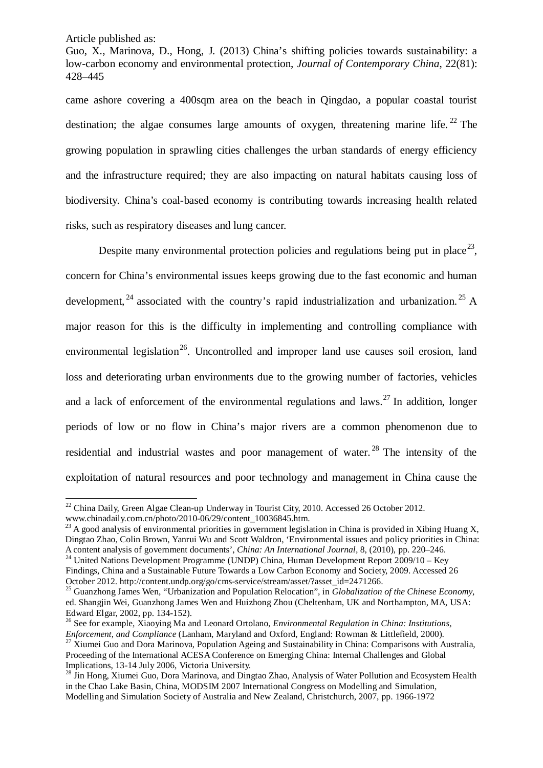came ashore covering a 400sqm area on the beach in Qingdao, a popular coastal tourist destination; the algae consumes large amounts of oxygen, threatening marine life.[22] The growing population in sprawling cities challenges the urban standards of energy efficiency and the infrastructure required; they are also impacting on natural habitats causing loss of biodiversity. China's coal-based economy is contributing towards increasing health related risks, such as respiratory diseases and lung cancer.

Despite many environmental protection policies and regulations being put in place[23], concern for China's environmental issues keeps growing due to the fast economic and human development,[24] associated with the country's rapid industrialization and urbanization.[25] A major reason for this is the difficulty in implementing and controlling compliance with environmental legislation[26]. Uncontrolled and improper land use causes soil erosion, land loss and deteriorating urban environments due to the growing number of factories, vehicles and a lack of enforcement of the environmental regulations and laws.[27] In addition, longer periods of low or no flow in China's major rivers are a common phenomenon due to residential and industrial wastes and poor management of water.[28] The intensity of the exploitation of natural resources and poor technology and management in China cause the

---

[22] China Daily, Green Algae Clean-up Underway in Tourist City, 2010. Accessed 26 October 2012. www.chinadaily.com.cn/photo/2010-06/29/content_10036845.htm.

[23] A good analysis of environmental priorities in government legislation in China is provided in Xibing Huang X, Dingtao Zhao, Colin Brown, Yanrui Wu and Scott Waldron, 'Environmental issues and policy priorities in China: A content analysis of government documents', *China: An International Journal*, 8, (2010), pp. 220–246.

[24] United Nations Development Programme (UNDP) China, Human Development Report 2009/10 – Key Findings, China and a Sustainable Future Towards a Low Carbon Economy and Society, 2009. Accessed 26 October 2012. http://content.undp.org/go/cms-service/stream/asset/?asset_id=2471266.

[25] Guanzhong James Wen, "Urbanization and Population Relocation", in *Globalization of the Chinese Economy*, ed. Shangjin Wei, Guanzhong James Wen and Huizhong Zhou (Cheltenham, UK and Northampton, MA, USA: Edward Elgar, 2002, pp. 134-152).

[26] See for example, Xiaoying Ma and Leonard Ortolano, *Environmental Regulation in China: Institutions, Enforcement, and Compliance* (Lanham, Maryland and Oxford, England: Rowman & Littlefield, 2000).

[27] Xiumei Guo and Dora Marinova, Population Ageing and Sustainability in China: Comparisons with Australia, Proceeding of the International ACESA Conference on Emerging China: Internal Challenges and Global Implications, 13-14 July 2006, Victoria University.

[28] Jin Hong, Xiumei Guo, Dora Marinova, and Dingtao Zhao, Analysis of Water Pollution and Ecosystem Health in the Chao Lake Basin, China, MODSIM 2007 International Congress on Modelling and Simulation, Modelling and Simulation Society of Australia and New Zealand, Christchurch, 2007, pp. 1966-1972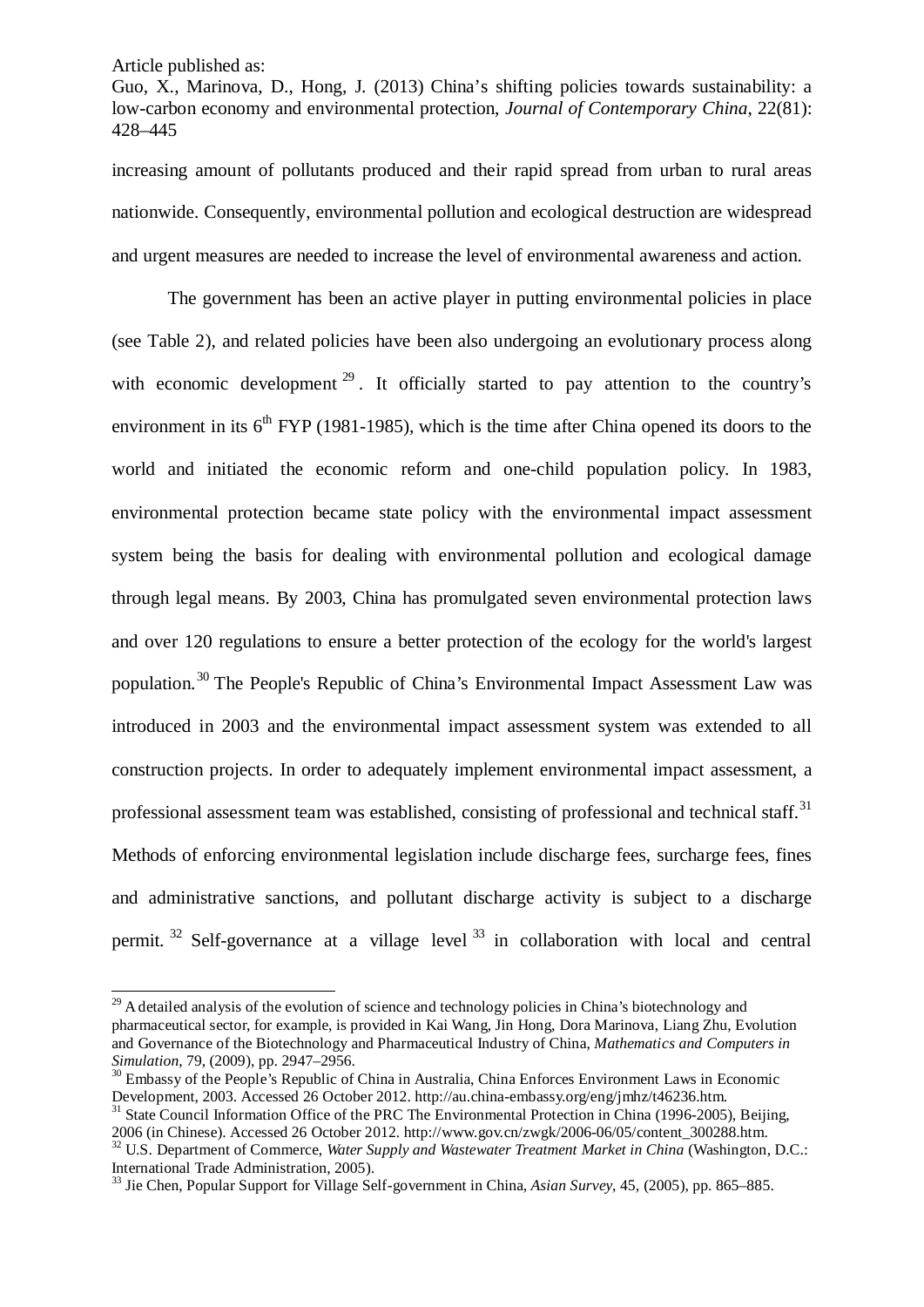increasing amount of pollutants produced and their rapid spread from urban to rural areas nationwide. Consequently, environmental pollution and ecological destruction are widespread and urgent measures are needed to increase the level of environmental awareness and action.

The government has been an active player in putting environmental policies in place (see Table 2), and related policies have been also undergoing an evolutionary process along with economic development [29]. It officially started to pay attention to the country's environment in its 6th FYP (1981-1985), which is the time after China opened its doors to the world and initiated the economic reform and one-child population policy. In 1983, environmental protection became state policy with the environmental impact assessment system being the basis for dealing with environmental pollution and ecological damage through legal means. By 2003, China has promulgated seven environmental protection laws and over 120 regulations to ensure a better protection of the ecology for the world's largest population.[30] The People's Republic of China's Environmental Impact Assessment Law was introduced in 2003 and the environmental impact assessment system was extended to all construction projects. In order to adequately implement environmental impact assessment, a professional assessment team was established, consisting of professional and technical staff.[31] Methods of enforcing environmental legislation include discharge fees, surcharge fees, fines and administrative sanctions, and pollutant discharge activity is subject to a discharge permit.[32] Self-governance at a village level[33] in collaboration with local and central

---

[29] A detailed analysis of the evolution of science and technology policies in China's biotechnology and pharmaceutical sector, for example, is provided in Kai Wang, Jin Hong, Dora Marinova, Liang Zhu, Evolution and Governance of the Biotechnology and Pharmaceutical Industry of China, *Mathematics and Computers in Simulation*, 79, (2009), pp. 2947–2956.

[30] Embassy of the People's Republic of China in Australia, China Enforces Environment Laws in Economic Development, 2003. Accessed 26 October 2012. http://au.china-embassy.org/eng/jmhz/t46236.htm.

[31] State Council Information Office of the PRC The Environmental Protection in China (1996-2005), Beijing, 2006 (in Chinese). Accessed 26 October 2012. http://www.gov.cn/zwgk/2006-06/05/content_300288.htm.

[32] U.S. Department of Commerce, *Water Supply and Wastewater Treatment Market in China* (Washington, D.C.: International Trade Administration, 2005).

[33] Jie Chen, Popular Support for Village Self-government in China, *Asian Survey*, 45, (2005), pp. 865–885.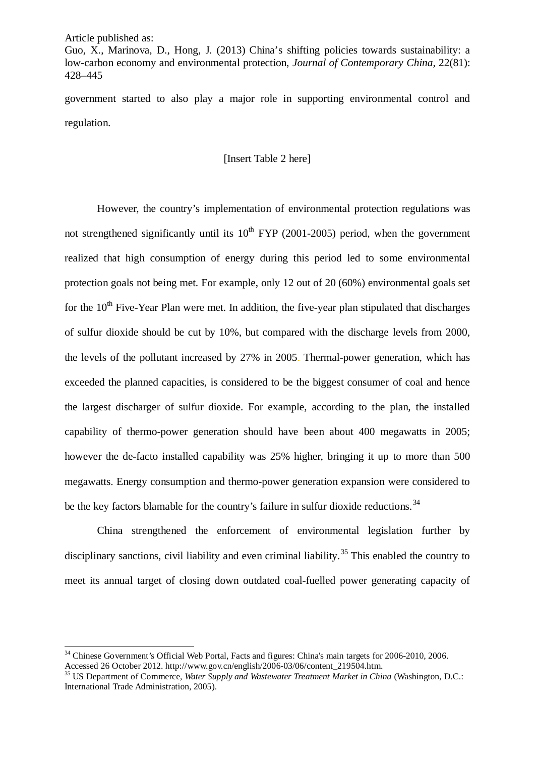government started to also play a major role in supporting environmental control and regulation.

[Insert Table 2 here]

However, the country's implementation of environmental protection regulations was not strengthened significantly until its 10th FYP (2001-2005) period, when the government realized that high consumption of energy during this period led to some environmental protection goals not being met. For example, only 12 out of 20 (60%) environmental goals set for the 10th Five-Year Plan were met. In addition, the five-year plan stipulated that discharges of sulfur dioxide should be cut by 10%, but compared with the discharge levels from 2000, the levels of the pollutant increased by 27% in 2005. Thermal-power generation, which has exceeded the planned capacities, is considered to be the biggest consumer of coal and hence the largest discharger of sulfur dioxide. For example, according to the plan, the installed capability of thermo-power generation should have been about 400 megawatts in 2005; however the de-facto installed capability was 25% higher, bringing it up to more than 500 megawatts. Energy consumption and thermo-power generation expansion were considered to be the key factors blamable for the country's failure in sulfur dioxide reductions.[34]

China strengthened the enforcement of environmental legislation further by disciplinary sanctions, civil liability and even criminal liability.[35] This enabled the country to meet its annual target of closing down outdated coal-fuelled power generating capacity of

---

[34] Chinese Government's Official Web Portal, Facts and figures: China's main targets for 2006-2010, 2006. Accessed 26 October 2012. http://www.gov.cn/english/2006-03/06/content_219504.htm.

[35] US Department of Commerce, *Water Supply and Wastewater Treatment Market in China* (Washington, D.C.: International Trade Administration, 2005).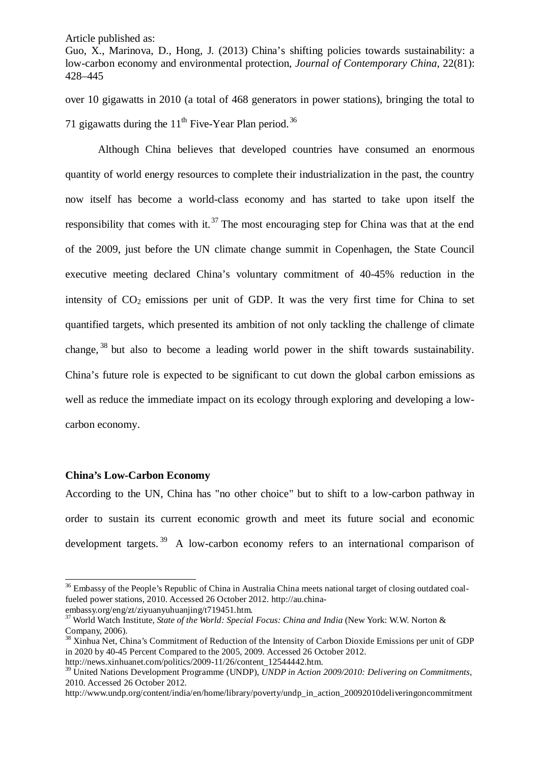over 10 gigawatts in 2010 (a total of 468 generators in power stations), bringing the total to 71 gigawatts during the 11th Five-Year Plan period.[36]

Although China believes that developed countries have consumed an enormous quantity of world energy resources to complete their industrialization in the past, the country now itself has become a world-class economy and has started to take upon itself the responsibility that comes with it.[37] The most encouraging step for China was that at the end of the 2009, just before the UN climate change summit in Copenhagen, the State Council executive meeting declared China's voluntary commitment of 40-45% reduction in the intensity of $CO_2$ emissions per unit of GDP. It was the very first time for China to set quantified targets, which presented its ambition of not only tackling the challenge of climate change,[38] but also to become a leading world power in the shift towards sustainability. China's future role is expected to be significant to cut down the global carbon emissions as well as reduce the immediate impact on its ecology through exploring and developing a low-carbon economy.

**China's Low-Carbon Economy**

According to the UN, China has "no other choice" but to shift to a low-carbon pathway in order to sustain its current economic growth and meet its future social and economic development targets.[39] A low-carbon economy refers to an international comparison of

---

[36] Embassy of the People's Republic of China in Australia China meets national target of closing outdated coal-fueled power stations, 2010. Accessed 26 October 2012. http://au.china-embassy.org/eng/zt/ziyuanyuhuanjing/t719451.htm.

[37] World Watch Institute, *State of the World: Special Focus: China and India* (New York: W.W. Norton & Company, 2006).

[38] Xinhua Net, China's Commitment of Reduction of the Intensity of Carbon Dioxide Emissions per unit of GDP in 2020 by 40-45 Percent Compared to the 2005, 2009. Accessed 26 October 2012. http://news.xinhuanet.com/politics/2009-11/26/content_12544442.htm.

[39] United Nations Development Programme (UNDP), *UNDP in Action 2009/2010: Delivering on Commitments*, 2010. Accessed 26 October 2012. http://www.undp.org/content/india/en/home/library/poverty/undp_in_action_20092010deliveringoncommitment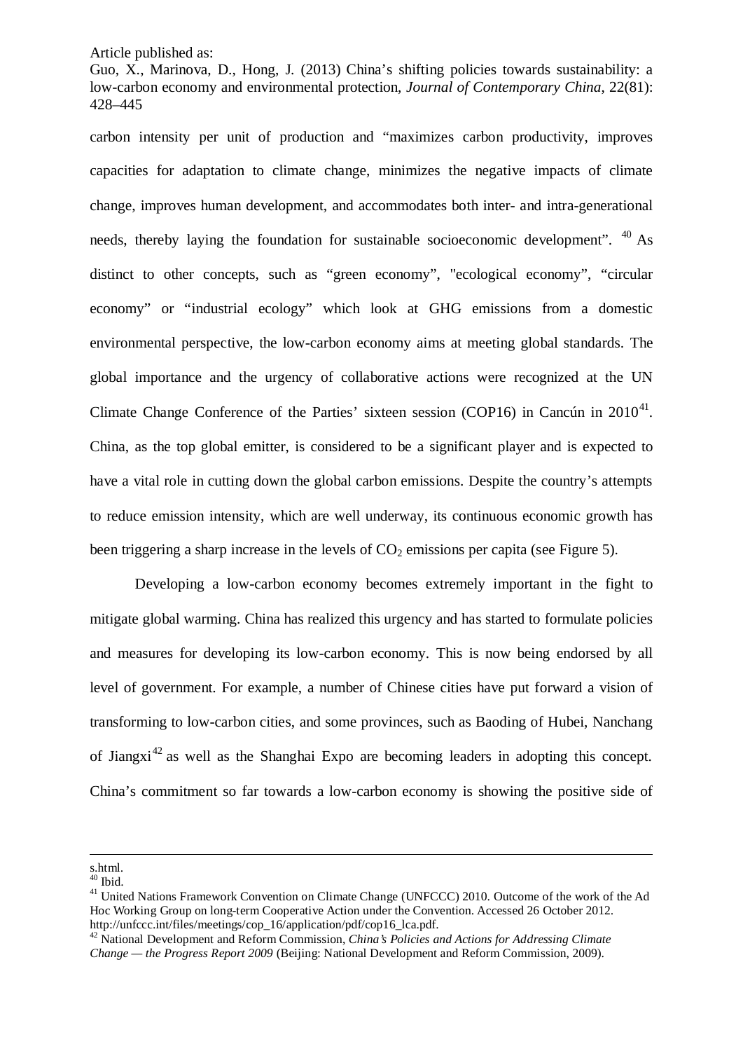carbon intensity per unit of production and "maximizes carbon productivity, improves capacities for adaptation to climate change, minimizes the negative impacts of climate change, improves human development, and accommodates both inter- and intra-generational needs, thereby laying the foundation for sustainable socioeconomic development".[40] As distinct to other concepts, such as "green economy", "ecological economy", "circular economy" or "industrial ecology" which look at GHG emissions from a domestic environmental perspective, the low-carbon economy aims at meeting global standards. The global importance and the urgency of collaborative actions were recognized at the UN Climate Change Conference of the Parties' sixteen session (COP16) in Cancún in 2010[41]. China, as the top global emitter, is considered to be a significant player and is expected to have a vital role in cutting down the global carbon emissions. Despite the country's attempts to reduce emission intensity, which are well underway, its continuous economic growth has been triggering a sharp increase in the levels of $CO_2$ emissions per capita (see Figure 5).

Developing a low-carbon economy becomes extremely important in the fight to mitigate global warming. China has realized this urgency and has started to formulate policies and measures for developing its low-carbon economy. This is now being endorsed by all level of government. For example, a number of Chinese cities have put forward a vision of transforming to low-carbon cities, and some provinces, such as Baoding of Hubei, Nanchang of Jiangxi[42] as well as the Shanghai Expo are becoming leaders in adopting this concept. China's commitment so far towards a low-carbon economy is showing the positive side of

---

s.html.

[40] Ibid.

[41] United Nations Framework Convention on Climate Change (UNFCCC) 2010. Outcome of the work of the Ad Hoc Working Group on long-term Cooperative Action under the Convention. Accessed 26 October 2012. http://unfccc.int/files/meetings/cop_16/application/pdf/cop16_lca.pdf.

[42] National Development and Reform Commission, *China's Policies and Actions for Addressing Climate Change — the Progress Report 2009* (Beijing: National Development and Reform Commission, 2009).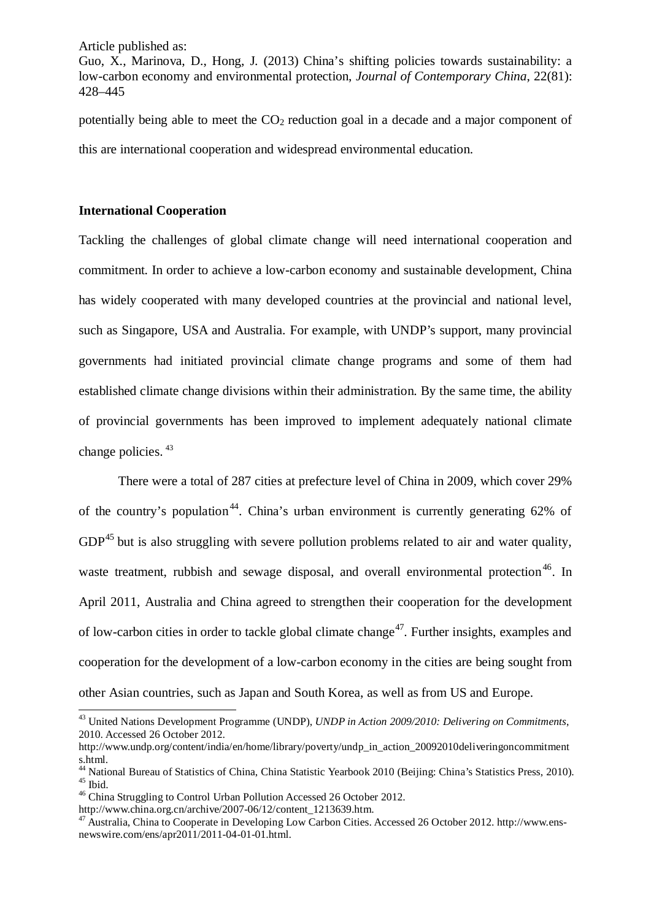potentially being able to meet the $CO_2$ reduction goal in a decade and a major component of this are international cooperation and widespread environmental education.

## International Cooperation

Tackling the challenges of global climate change will need international cooperation and commitment. In order to achieve a low-carbon economy and sustainable development, China has widely cooperated with many developed countries at the provincial and national level, such as Singapore, USA and Australia. For example, with UNDP's support, many provincial governments had initiated provincial climate change programs and some of them had established climate change divisions within their administration. By the same time, the ability of provincial governments has been improved to implement adequately national climate change policies.[43]

There were a total of 287 cities at prefecture level of China in 2009, which cover 29% of the country's population[44]. China's urban environment is currently generating 62% of GDP[45] but is also struggling with severe pollution problems related to air and water quality, waste treatment, rubbish and sewage disposal, and overall environmental protection[46]. In April 2011, Australia and China agreed to strengthen their cooperation for the development of low-carbon cities in order to tackle global climate change[47]. Further insights, examples and cooperation for the development of a low-carbon economy in the cities are being sought from other Asian countries, such as Japan and South Korea, as well as from US and Europe.

---

[43] United Nations Development Programme (UNDP), *UNDP in Action 2009/2010: Delivering on Commitments*, 2010. Accessed 26 October 2012. http://www.undp.org/content/india/en/home/library/poverty/undp_in_action_20092010deliveringoncommitments.html.

[44] National Bureau of Statistics of China, China Statistic Yearbook 2010 (Beijing: China's Statistics Press, 2010).

[45] Ibid.

[46] China Struggling to Control Urban Pollution Accessed 26 October 2012. http://www.china.org.cn/archive/2007-06/12/content_1213639.htm.

[47] Australia, China to Cooperate in Developing Low Carbon Cities. Accessed 26 October 2012. http://www.ens-newswire.com/ens/apr2011/2011-04-01-01.html.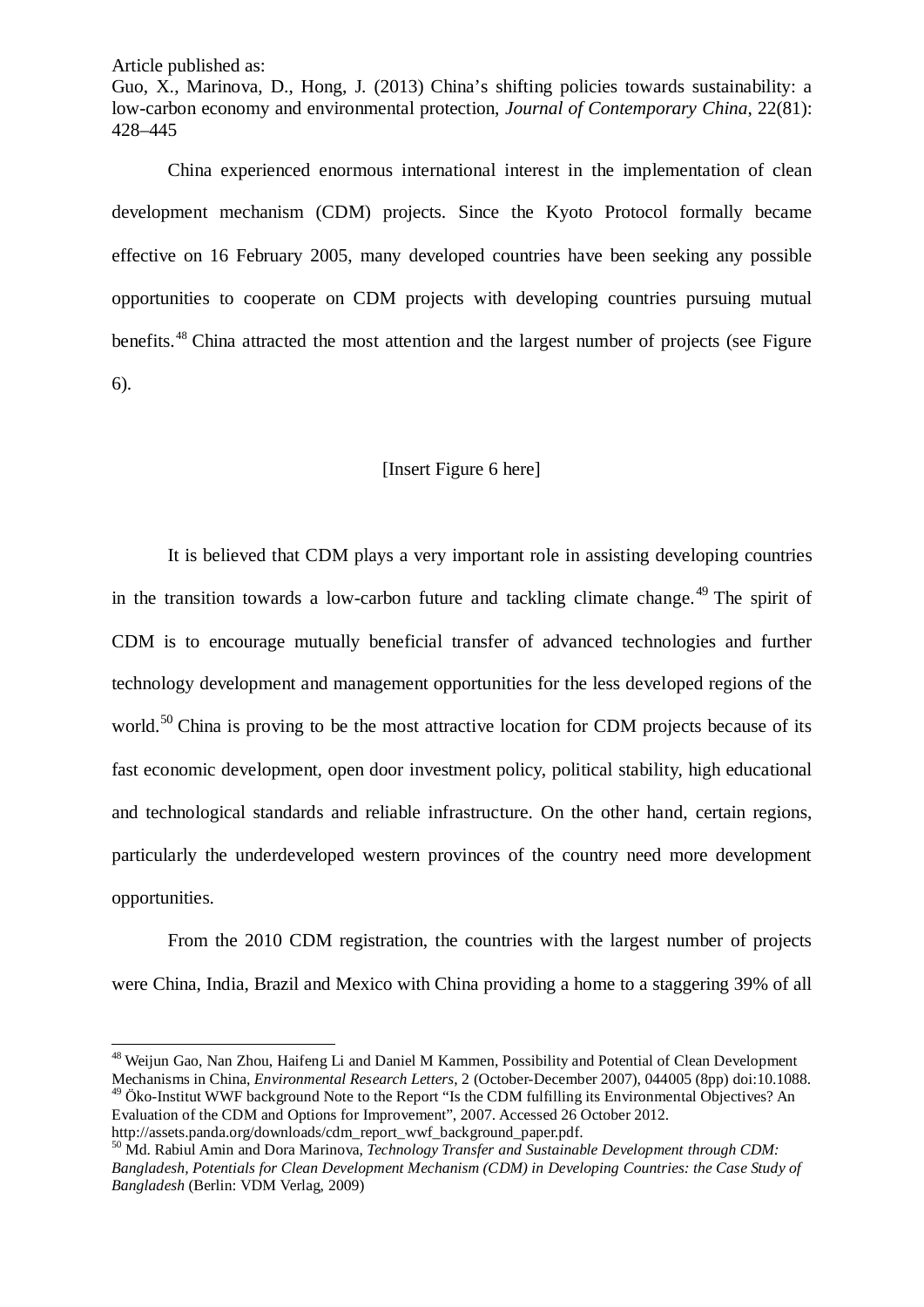China experienced enormous international interest in the implementation of clean development mechanism (CDM) projects. Since the Kyoto Protocol formally became effective on 16 February 2005, many developed countries have been seeking any possible opportunities to cooperate on CDM projects with developing countries pursuing mutual benefits.[48] China attracted the most attention and the largest number of projects (see Figure 6).

[Insert Figure 6 here]

It is believed that CDM plays a very important role in assisting developing countries in the transition towards a low-carbon future and tackling climate change.[49] The spirit of CDM is to encourage mutually beneficial transfer of advanced technologies and further technology development and management opportunities for the less developed regions of the world.[50] China is proving to be the most attractive location for CDM projects because of its fast economic development, open door investment policy, political stability, high educational and technological standards and reliable infrastructure. On the other hand, certain regions, particularly the underdeveloped western provinces of the country need more development opportunities.

From the 2010 CDM registration, the countries with the largest number of projects were China, India, Brazil and Mexico with China providing a home to a staggering 39% of all

---

[48] Weijun Gao, Nan Zhou, Haifeng Li and Daniel M Kammen, Possibility and Potential of Clean Development Mechanisms in China, *Environmental Research Letters*, 2 (October-December 2007), 044005 (8pp) doi:10.1088.

[49] Öko-Institut WWF background Note to the Report "Is the CDM fulfilling its Environmental Objectives? An Evaluation of the CDM and Options for Improvement", 2007. Accessed 26 October 2012. http://assets.panda.org/downloads/cdm_report_wwf_background_paper.pdf.

[50] Md. Rabiul Amin and Dora Marinova, *Technology Transfer and Sustainable Development through CDM: Bangladesh, Potentials for Clean Development Mechanism (CDM) in Developing Countries: the Case Study of Bangladesh* (Berlin: VDM Verlag, 2009)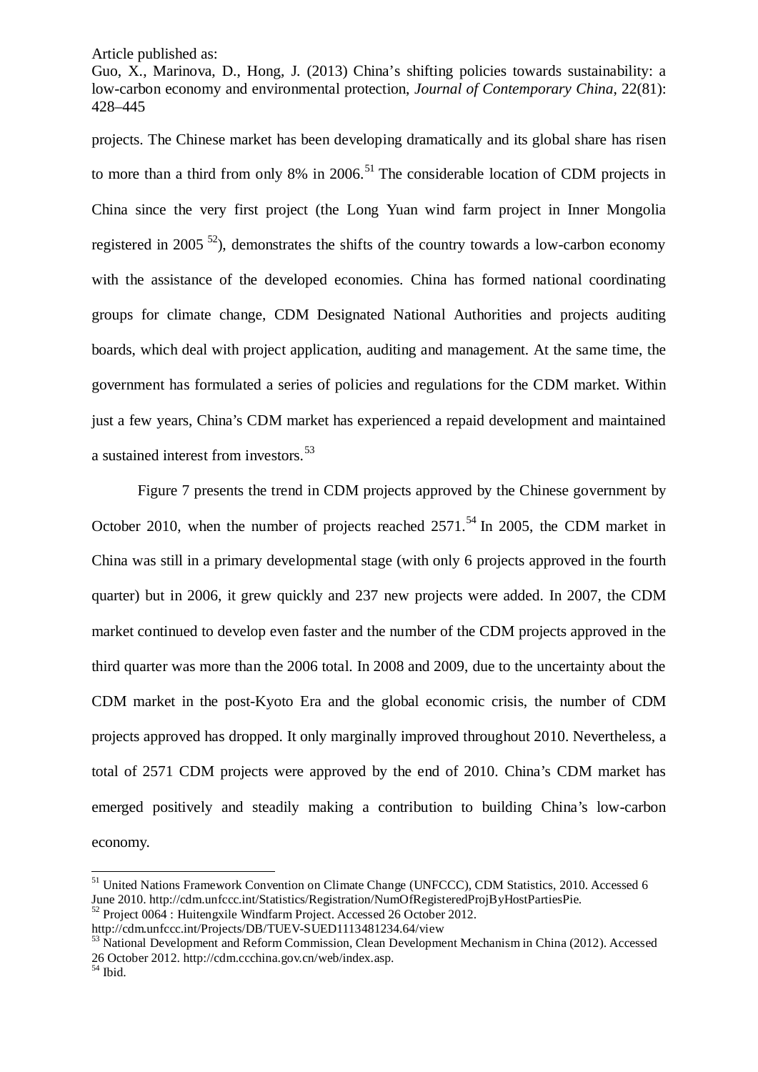projects. The Chinese market has been developing dramatically and its global share has risen to more than a third from only 8% in 2006.[51] The considerable location of CDM projects in China since the very first project (the Long Yuan wind farm project in Inner Mongolia registered in 2005 [52]), demonstrates the shifts of the country towards a low-carbon economy with the assistance of the developed economies. China has formed national coordinating groups for climate change, CDM Designated National Authorities and projects auditing boards, which deal with project application, auditing and management. At the same time, the government has formulated a series of policies and regulations for the CDM market. Within just a few years, China's CDM market has experienced a repaid development and maintained a sustained interest from investors.[53]

Figure 7 presents the trend in CDM projects approved by the Chinese government by October 2010, when the number of projects reached 2571.[54] In 2005, the CDM market in China was still in a primary developmental stage (with only 6 projects approved in the fourth quarter) but in 2006, it grew quickly and 237 new projects were added. In 2007, the CDM market continued to develop even faster and the number of the CDM projects approved in the third quarter was more than the 2006 total. In 2008 and 2009, due to the uncertainty about the CDM market in the post-Kyoto Era and the global economic crisis, the number of CDM projects approved has dropped. It only marginally improved throughout 2010. Nevertheless, a total of 2571 CDM projects were approved by the end of 2010. China's CDM market has emerged positively and steadily making a contribution to building China's low-carbon economy.

---

[51] United Nations Framework Convention on Climate Change (UNFCCC), CDM Statistics, 2010. Accessed 6 June 2010. http://cdm.unfccc.int/Statistics/Registration/NumOfRegisteredProjByHostPartiesPie.

[52] Project 0064 : Huitengxile Windfarm Project. Accessed 26 October 2012. http://cdm.unfccc.int/Projects/DB/TUEV-SUED1113481234.64/view

[53] National Development and Reform Commission, Clean Development Mechanism in China (2012). Accessed 26 October 2012. http://cdm.ccchina.gov.cn/web/index.asp.

[54] Ibid.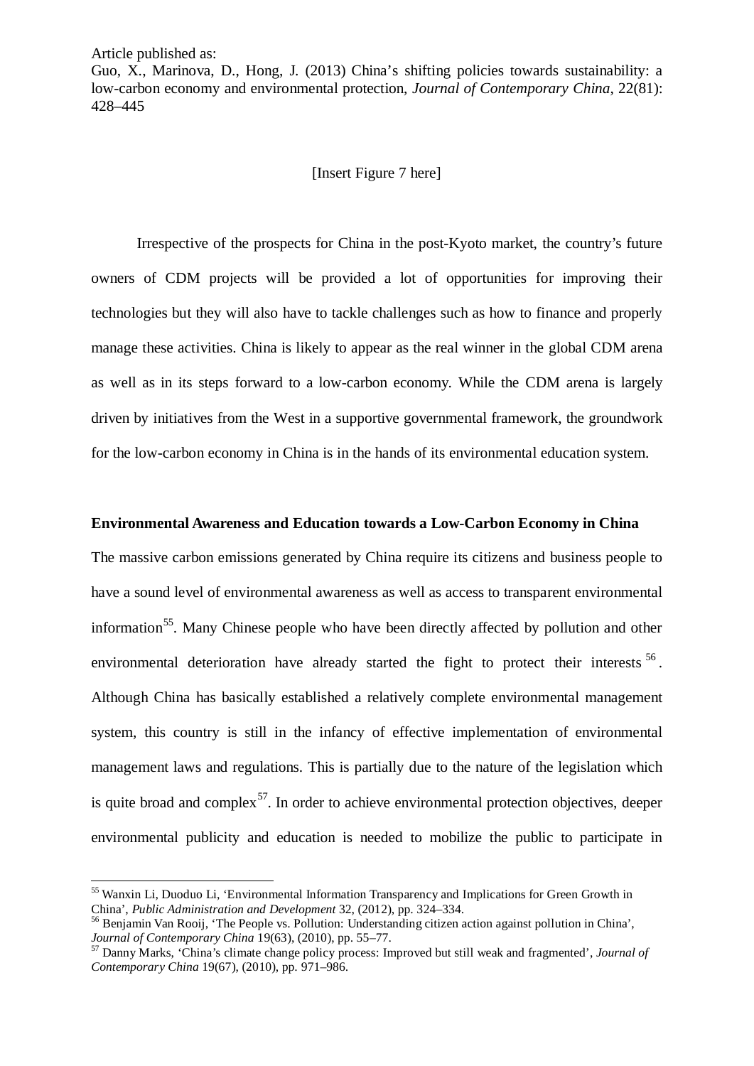[Insert Figure 7 here]

Irrespective of the prospects for China in the post-Kyoto market, the country's future owners of CDM projects will be provided a lot of opportunities for improving their technologies but they will also have to tackle challenges such as how to finance and properly manage these activities. China is likely to appear as the real winner in the global CDM arena as well as in its steps forward to a low-carbon economy. While the CDM arena is largely driven by initiatives from the West in a supportive governmental framework, the groundwork for the low-carbon economy in China is in the hands of its environmental education system.

**Environmental Awareness and Education towards a Low-Carbon Economy in China**

The massive carbon emissions generated by China require its citizens and business people to have a sound level of environmental awareness as well as access to transparent environmental information[55]. Many Chinese people who have been directly affected by pollution and other environmental deterioration have already started the fight to protect their interests[56]. Although China has basically established a relatively complete environmental management system, this country is still in the infancy of effective implementation of environmental management laws and regulations. This is partially due to the nature of the legislation which is quite broad and complex[57]. In order to achieve environmental protection objectives, deeper environmental publicity and education is needed to mobilize the public to participate in

---

[55] Wanxin Li, Duoduo Li, 'Environmental Information Transparency and Implications for Green Growth in China', *Public Administration and Development* 32, (2012), pp. 324–334.

[56] Benjamin Van Rooij, 'The People vs. Pollution: Understanding citizen action against pollution in China', *Journal of Contemporary China* 19(63), (2010), pp. 55–77.

[57] Danny Marks, 'China's climate change policy process: Improved but still weak and fragmented', *Journal of Contemporary China* 19(67), (2010), pp. 971–986.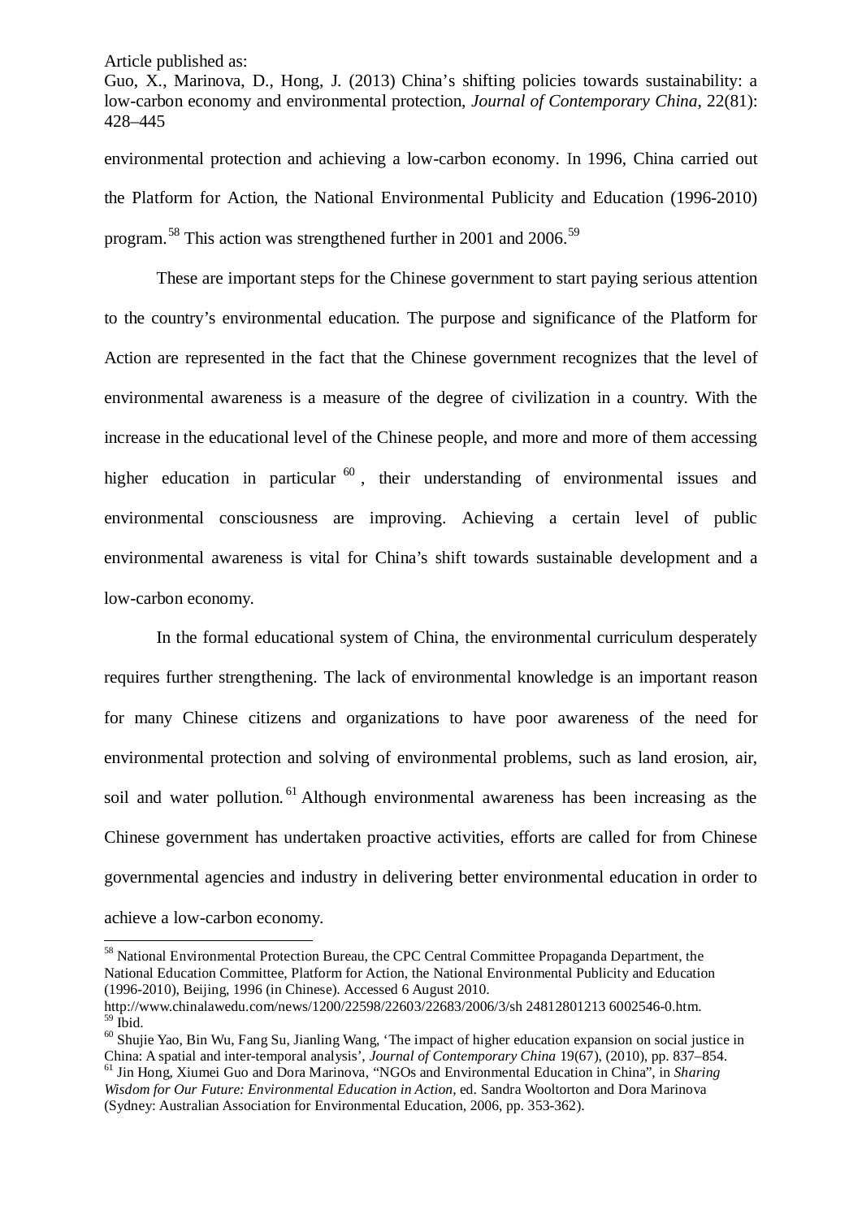environmental protection and achieving a low-carbon economy. In 1996, China carried out the Platform for Action, the National Environmental Publicity and Education (1996-2010) program.[58] This action was strengthened further in 2001 and 2006.[59]

These are important steps for the Chinese government to start paying serious attention to the country's environmental education. The purpose and significance of the Platform for Action are represented in the fact that the Chinese government recognizes that the level of environmental awareness is a measure of the degree of civilization in a country. With the increase in the educational level of the Chinese people, and more and more of them accessing higher education in particular[60], their understanding of environmental issues and environmental consciousness are improving. Achieving a certain level of public environmental awareness is vital for China's shift towards sustainable development and a low-carbon economy.

In the formal educational system of China, the environmental curriculum desperately requires further strengthening. The lack of environmental knowledge is an important reason for many Chinese citizens and organizations to have poor awareness of the need for environmental protection and solving of environmental problems, such as land erosion, air, soil and water pollution.[61] Although environmental awareness has been increasing as the Chinese government has undertaken proactive activities, efforts are called for from Chinese governmental agencies and industry in delivering better environmental education in order to achieve a low-carbon economy.

---

[58] National Environmental Protection Bureau, the CPC Central Committee Propaganda Department, the National Education Committee, Platform for Action, the National Environmental Publicity and Education (1996-2010), Beijing, 1996 (in Chinese). Accessed 6 August 2010. http://www.chinalawedu.com/news/1200/22598/22603/22683/2006/3/sh 24812801213 6002546-0.htm.

[59] Ibid.

[60] Shujie Yao, Bin Wu, Fang Su, Jianling Wang, 'The impact of higher education expansion on social justice in China: A spatial and inter-temporal analysis', *Journal of Contemporary China* 19(67), (2010), pp. 837–854.

[61] Jin Hong, Xiumei Guo and Dora Marinova, "NGOs and Environmental Education in China", in *Sharing Wisdom for Our Future: Environmental Education in Action*, ed. Sandra Wooltorton and Dora Marinova (Sydney: Australian Association for Environmental Education, 2006, pp. 353-362).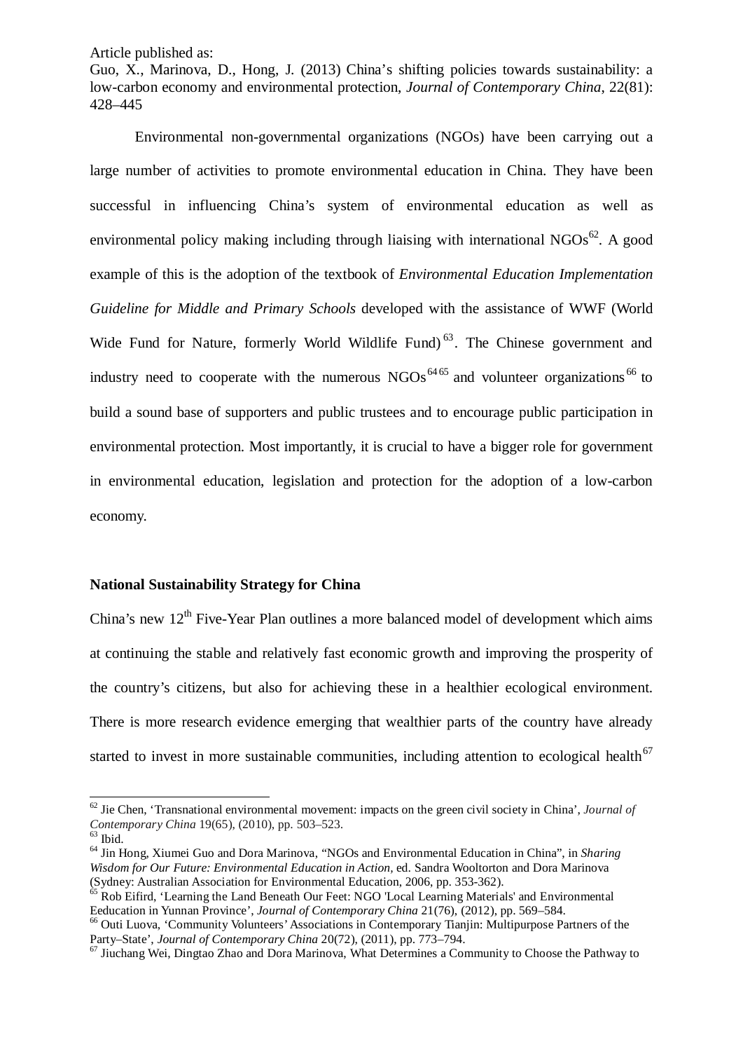Environmental non-governmental organizations (NGOs) have been carrying out a large number of activities to promote environmental education in China. They have been successful in influencing China's system of environmental education as well as environmental policy making including through liaising with international NGOs[62]. A good example of this is the adoption of the textbook of *Environmental Education Implementation Guideline for Middle and Primary Schools* developed with the assistance of WWF (World Wide Fund for Nature, formerly World Wildlife Fund)[63]. The Chinese government and industry need to cooperate with the numerous NGOs[64][65] and volunteer organizations[66] to build a sound base of supporters and public trustees and to encourage public participation in environmental protection. Most importantly, it is crucial to have a bigger role for government in environmental education, legislation and protection for the adoption of a low-carbon economy.

**National Sustainability Strategy for China**

China's new 12th Five-Year Plan outlines a more balanced model of development which aims at continuing the stable and relatively fast economic growth and improving the prosperity of the country's citizens, but also for achieving these in a healthier ecological environment. There is more research evidence emerging that wealthier parts of the country have already started to invest in more sustainable communities, including attention to ecological health[67]

---

[62] Jie Chen, 'Transnational environmental movement: impacts on the green civil society in China', *Journal of Contemporary China* 19(65), (2010), pp. 503–523.

[63] Ibid.

[64] Jin Hong, Xiumei Guo and Dora Marinova, "NGOs and Environmental Education in China", in *Sharing Wisdom for Our Future: Environmental Education in Action*, ed. Sandra Wooltorton and Dora Marinova (Sydney: Australian Association for Environmental Education, 2006, pp. 353-362).

[65] Rob Eifird, 'Learning the Land Beneath Our Feet: NGO 'Local Learning Materials' and Environmental Eeducation in Yunnan Province', *Journal of Contemporary China* 21(76), (2012), pp. 569–584.

[66] Outi Luova, 'Community Volunteers' Associations in Contemporary Tianjin: Multipurpose Partners of the Party–State', *Journal of Contemporary China* 20(72), (2011), pp. 773–794.

[67] Jiuchang Wei, Dingtao Zhao and Dora Marinova, What Determines a Community to Choose the Pathway to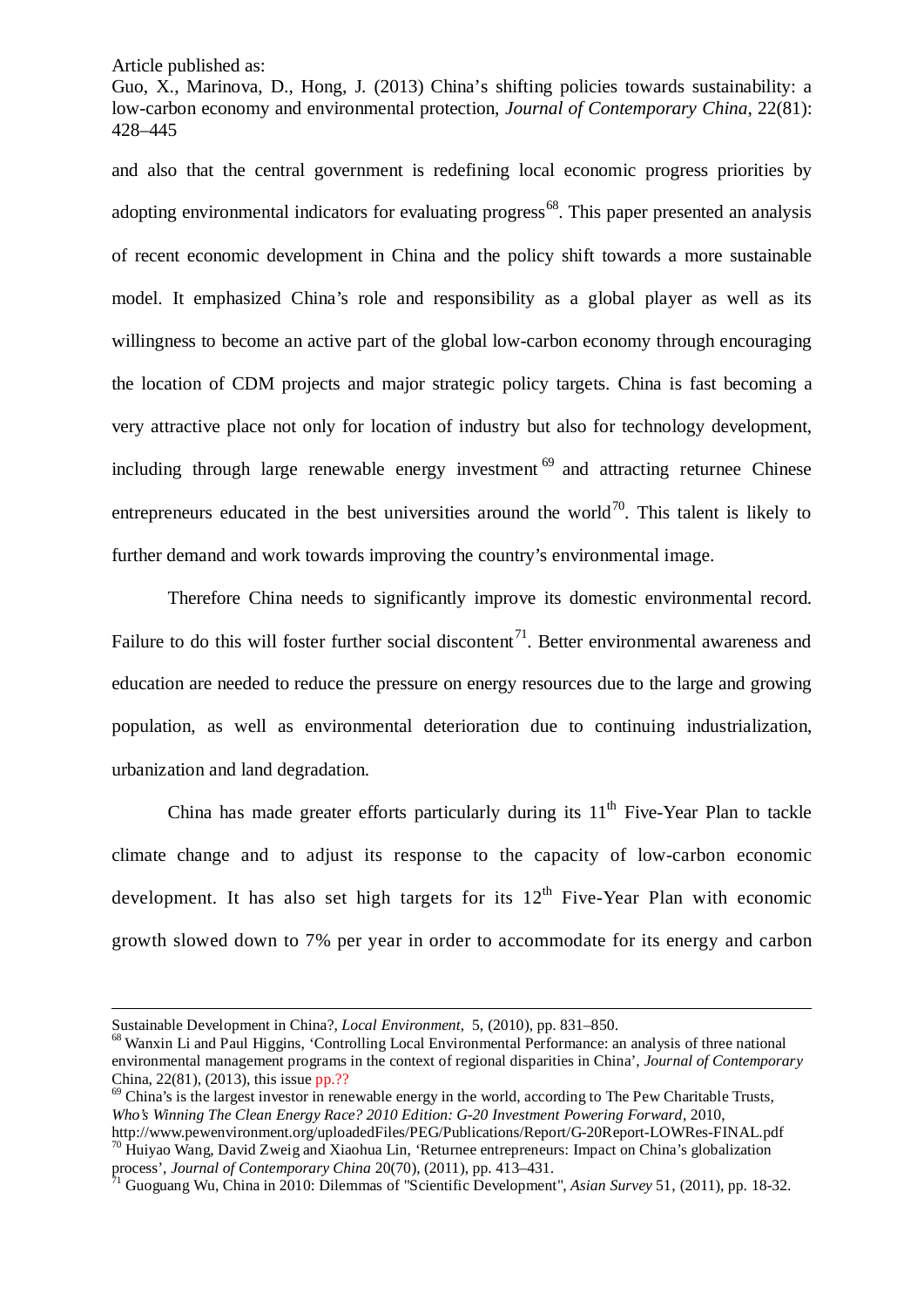and also that the central government is redefining local economic progress priorities by adopting environmental indicators for evaluating progress[68]. This paper presented an analysis of recent economic development in China and the policy shift towards a more sustainable model. It emphasized China's role and responsibility as a global player as well as its willingness to become an active part of the global low-carbon economy through encouraging the location of CDM projects and major strategic policy targets. China is fast becoming a very attractive place not only for location of industry but also for technology development, including through large renewable energy investment[69] and attracting returnee Chinese entrepreneurs educated in the best universities around the world[70]. This talent is likely to further demand and work towards improving the country's environmental image.

Therefore China needs to significantly improve its domestic environmental record. Failure to do this will foster further social discontent[71]. Better environmental awareness and education are needed to reduce the pressure on energy resources due to the large and growing population, as well as environmental deterioration due to continuing industrialization, urbanization and land degradation.

China has made greater efforts particularly during its 11th Five-Year Plan to tackle climate change and to adjust its response to the capacity of low-carbon economic development. It has also set high targets for its 12th Five-Year Plan with economic growth slowed down to 7% per year in order to accommodate for its energy and carbon

---

Sustainable Development in China?, *Local Environment*, 5, (2010), pp. 831–850.

[68] Wanxin Li and Paul Higgins, 'Controlling Local Environmental Performance: an analysis of three national environmental management programs in the context of regional disparities in China', *Journal of Contemporary* China, 22(81), (2013), this issue pp.??

[69] China's is the largest investor in renewable energy in the world, according to The Pew Charitable Trusts, *Who's Winning The Clean Energy Race? 2010 Edition: G-20 Investment Powering Forward*, 2010, http://www.pewenvironment.org/uploadedFiles/PEG/Publications/Report/G-20Report-LOWRes-FINAL.pdf

[70] Huiyao Wang, David Zweig and Xiaohua Lin, 'Returnee entrepreneurs: Impact on China's globalization process', *Journal of Contemporary China* 20(70), (2011), pp. 413–431.

[71] Guoguang Wu, China in 2010: Dilemmas of "Scientific Development", *Asian Survey* 51, (2011), pp. 18-32.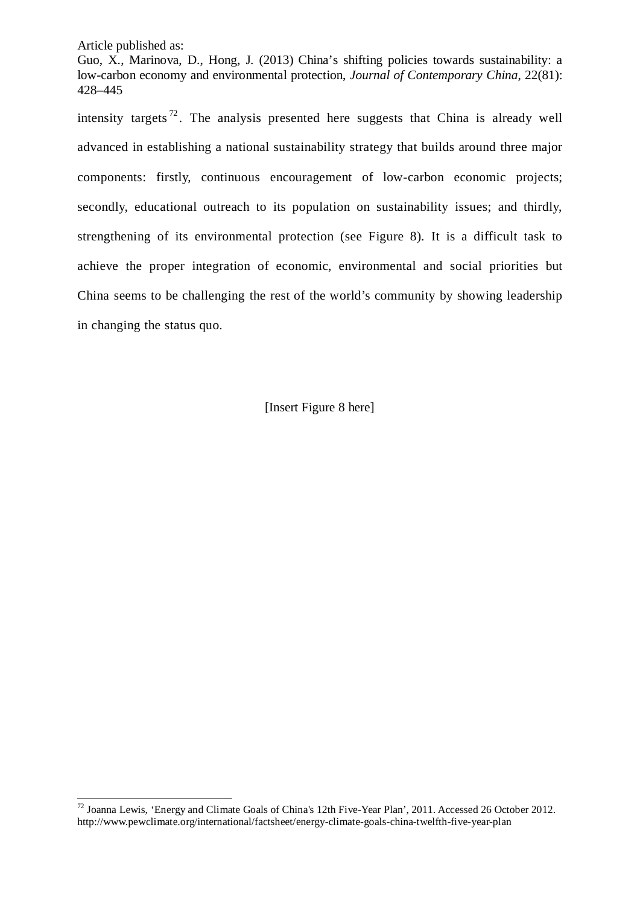intensity targets[72]. The analysis presented here suggests that China is already well advanced in establishing a national sustainability strategy that builds around three major components: firstly, continuous encouragement of low-carbon economic projects; secondly, educational outreach to its population on sustainability issues; and thirdly, strengthening of its environmental protection (see Figure 8). It is a difficult task to achieve the proper integration of economic, environmental and social priorities but China seems to be challenging the rest of the world's community by showing leadership in changing the status quo.

[Insert Figure 8 here]

---

[72] Joanna Lewis, 'Energy and Climate Goals of China's 12th Five-Year Plan', 2011. Accessed 26 October 2012. http://www.pewclimate.org/international/factsheet/energy-climate-goals-china-twelfth-five-year-plan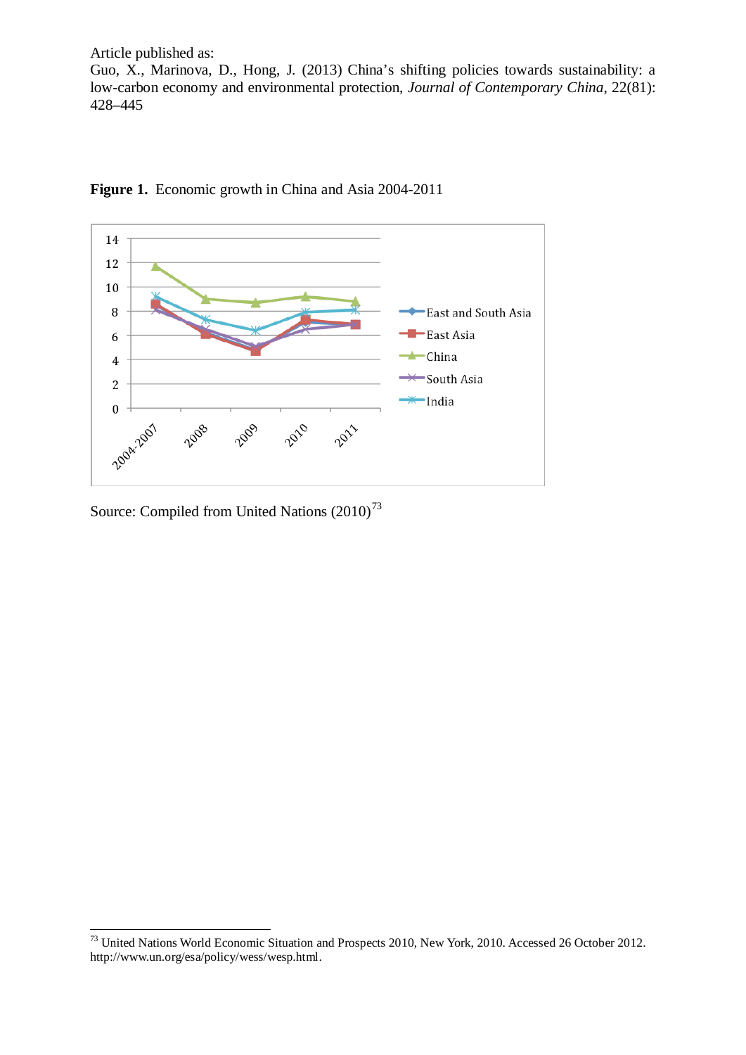Article published as:
Guo, X., Marinova, D., Hong, J. (2013) China's shifting policies towards sustainability: a low-carbon economy and environmental protection, *Journal of Contemporary China*, 22(81): 428–445

**Figure 1.** Economic growth in China and Asia 2004-2011

Source: Compiled from United Nations (2010)[73]

[73] United Nations World Economic Situation and Prospects 2010, New York, 2010. Accessed 26 October 2012. http://www.un.org/esa/policy/wess/wesp.html.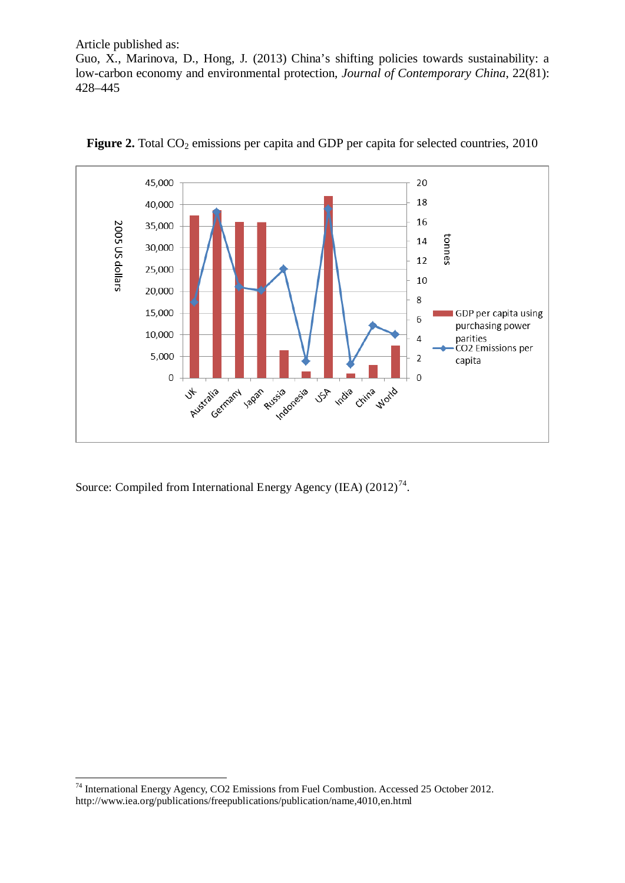Article published as:
Guo, X., Marinova, D., Hong, J. (2013) China's shifting policies towards sustainability: a low-carbon economy and environmental protection, *Journal of Contemporary China*, 22(81): 428–445

**Figure 2.** Total $CO_2$ emissions per capita and GDP per capita for selected countries, 2010

Source: Compiled from International Energy Agency (IEA) (2012)[74].

[74] International Energy Agency, CO2 Emissions from Fuel Combustion. Accessed 25 October 2012. http://www.iea.org/publications/freepublications/publication/name,4010,en.html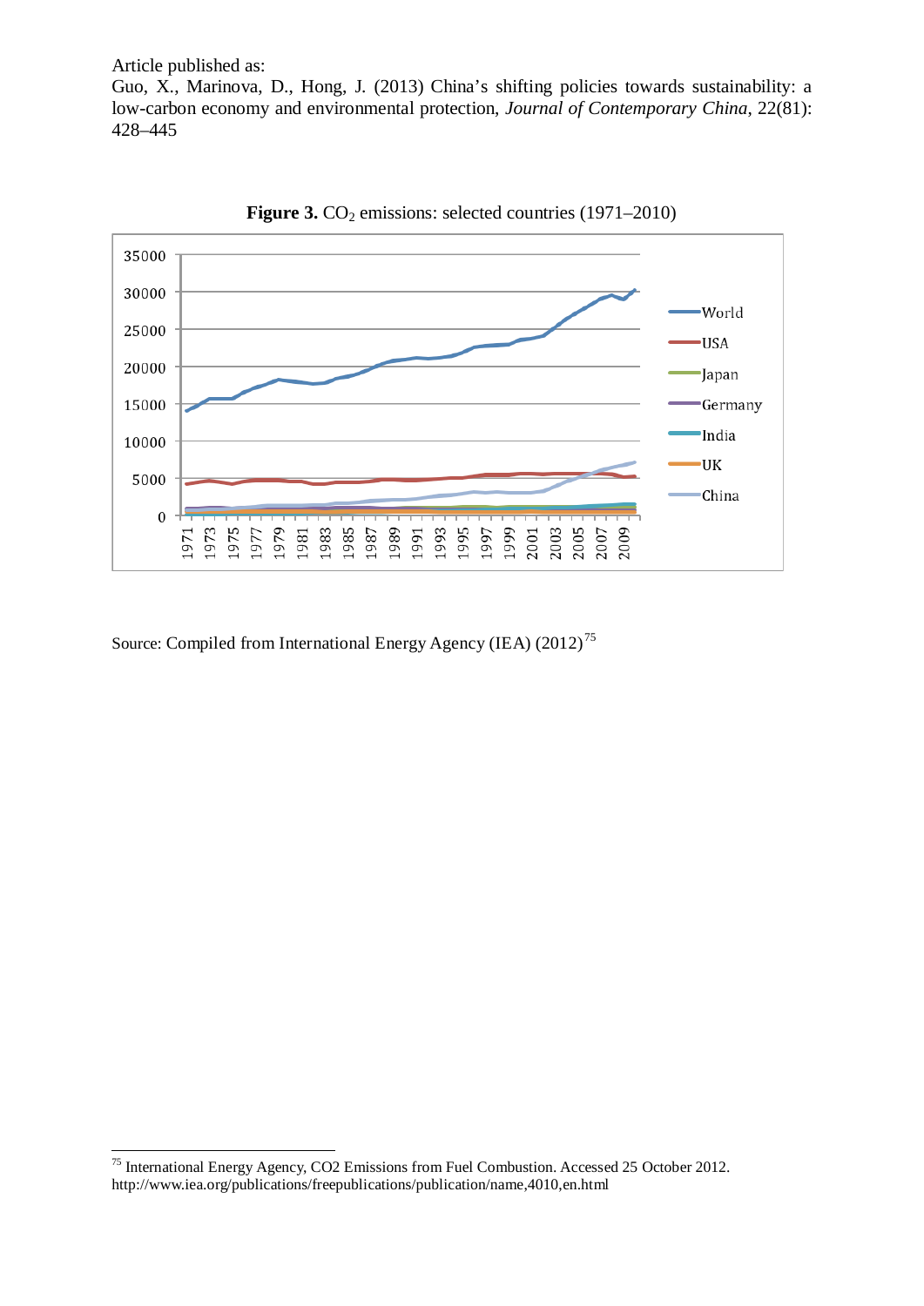**Figure 3.** $CO_2$ emissions: selected countries (1971–2010)

Source: Compiled from International Energy Agency (IEA) (2012)[75]

---

[75] International Energy Agency, CO2 Emissions from Fuel Combustion. Accessed 25 October 2012. http://www.iea.org/publications/freepublications/publication/name,4010,en.html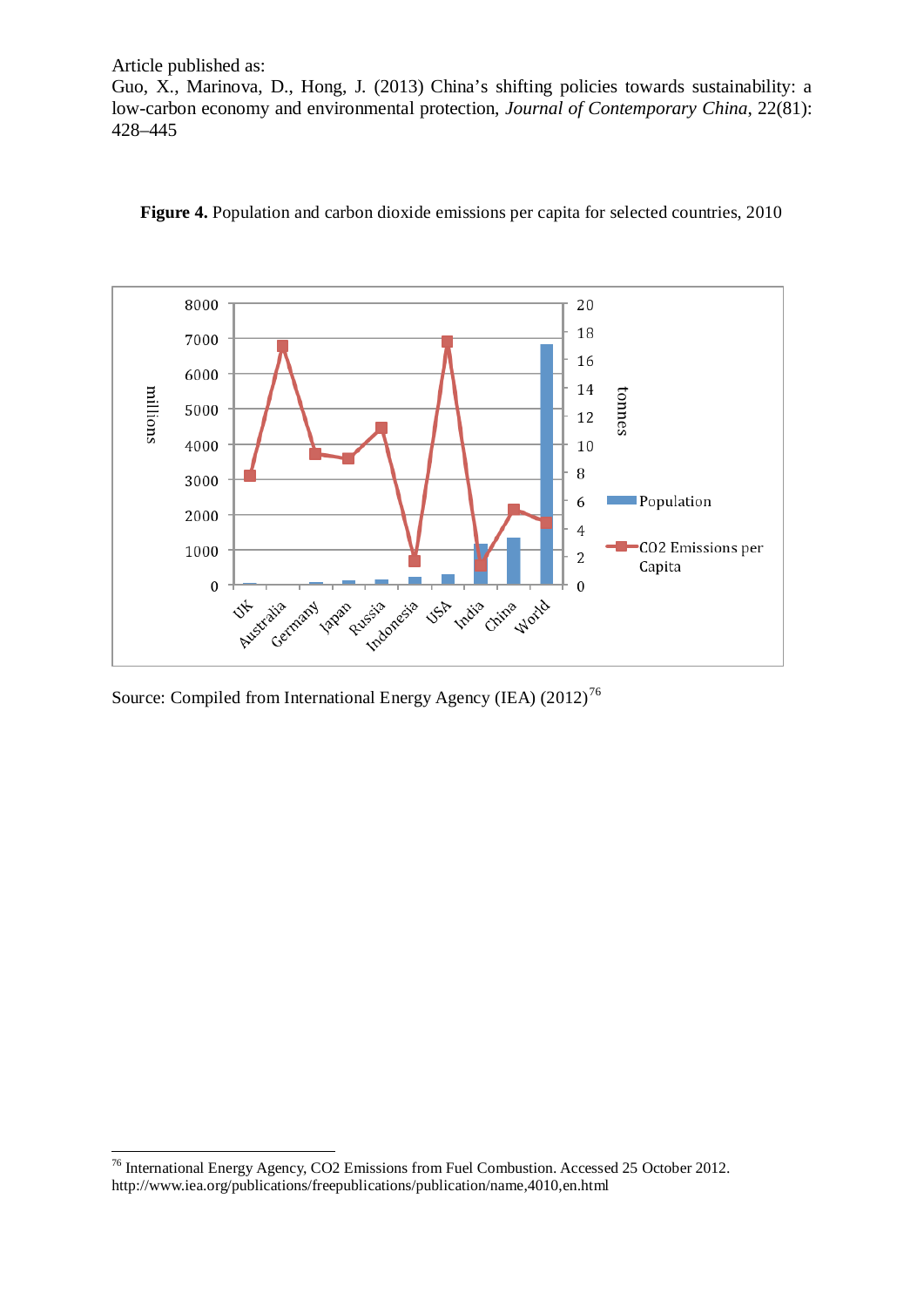Article published as:
Guo, X., Marinova, D., Hong, J. (2013) China's shifting policies towards sustainability: a low-carbon economy and environmental protection, *Journal of Contemporary China*, 22(81): 428–445

**Figure 4.** Population and carbon dioxide emissions per capita for selected countries, 2010

Source: Compiled from International Energy Agency (IEA) (2012)[76]

---

[76] International Energy Agency, CO2 Emissions from Fuel Combustion. Accessed 25 October 2012. http://www.iea.org/publications/freepublications/publication/name,4010,en.html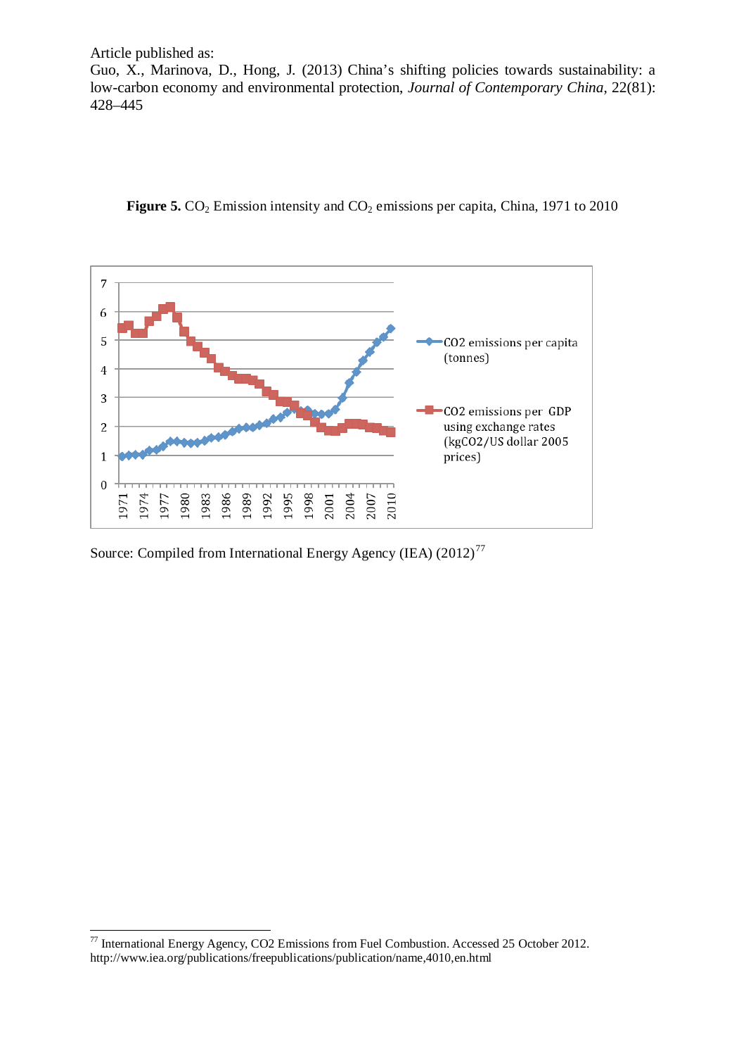Article published as:
Guo, X., Marinova, D., Hong, J. (2013) China's shifting policies towards sustainability: a low-carbon economy and environmental protection, *Journal of Contemporary China*, 22(81): 428–445

**Figure 5.** $CO_2$ Emission intensity and $CO_2$ emissions per capita, China, 1971 to 2010

Source: Compiled from International Energy Agency (IEA) (2012)[77]

[77] International Energy Agency, CO2 Emissions from Fuel Combustion. Accessed 25 October 2012. http://www.iea.org/publications/freepublications/publication/name,4010,en.html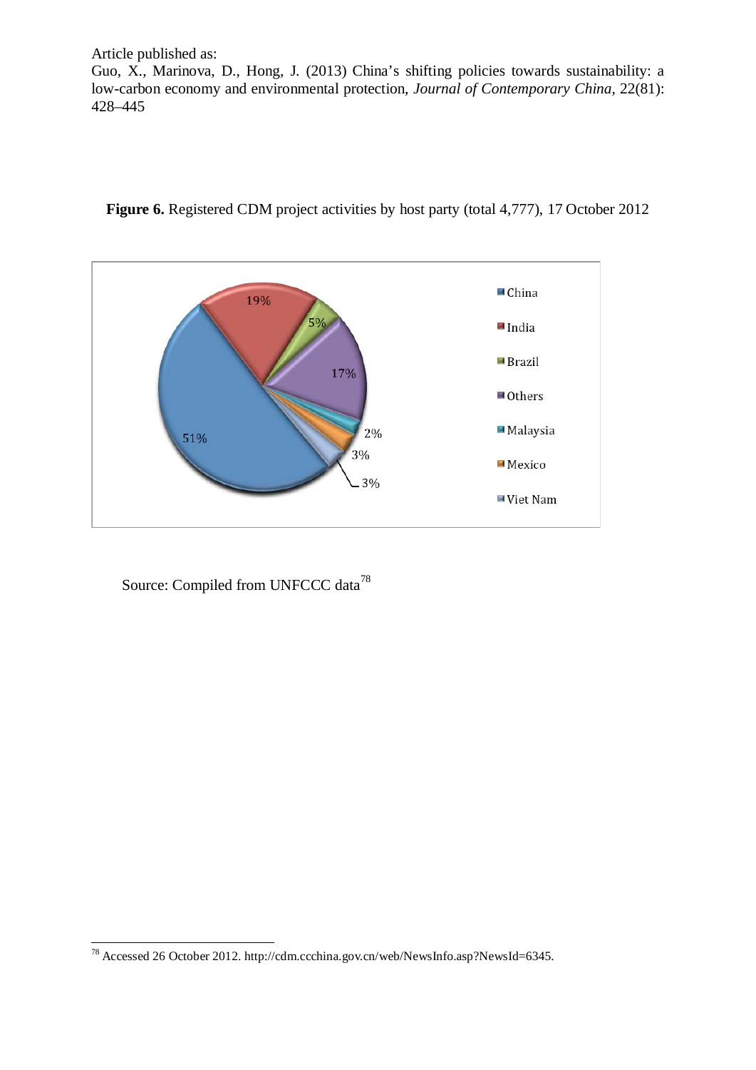Article published as:
Guo, X., Marinova, D., Hong, J. (2013) China's shifting policies towards sustainability: a low-carbon economy and environmental protection, *Journal of Contemporary China*, 22(81): 428–445

**Figure 6.** Registered CDM project activities by host party (total 4,777), 17 October 2012

Source: Compiled from UNFCCC data[78]

[78] Accessed 26 October 2012. http://cdm.ccchina.gov.cn/web/NewsInfo.asp?NewsId=6345.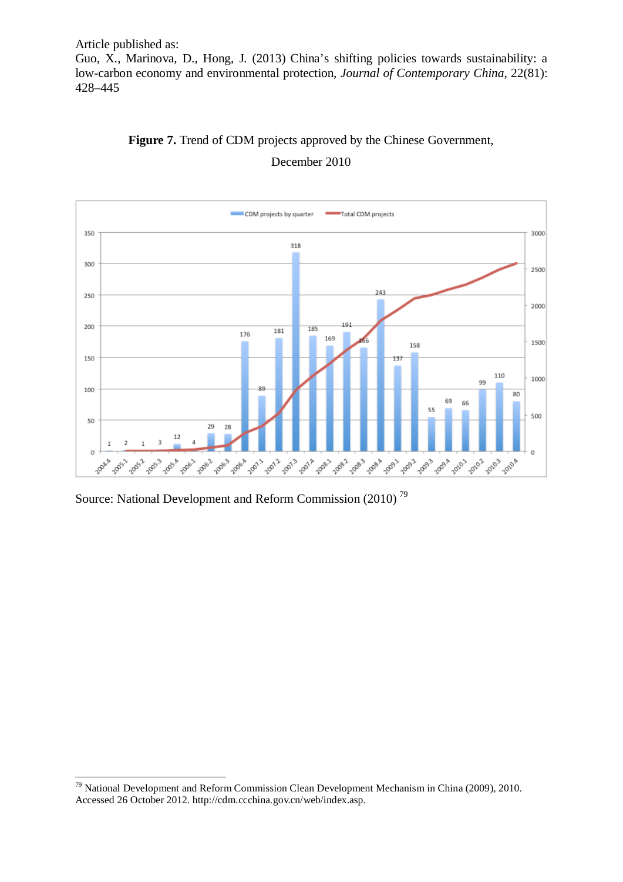Article published as:
Guo, X., Marinova, D., Hong, J. (2013) China's shifting policies towards sustainability: a low-carbon economy and environmental protection, *Journal of Contemporary China*, 22(81): 428–445

**Figure 7.** Trend of CDM projects approved by the Chinese Government, December 2010

Source: National Development and Reform Commission (2010) [79]

---

[79] National Development and Reform Commission Clean Development Mechanism in China (2009), 2010. Accessed 26 October 2012. http://cdm.ccchina.gov.cn/web/index.asp.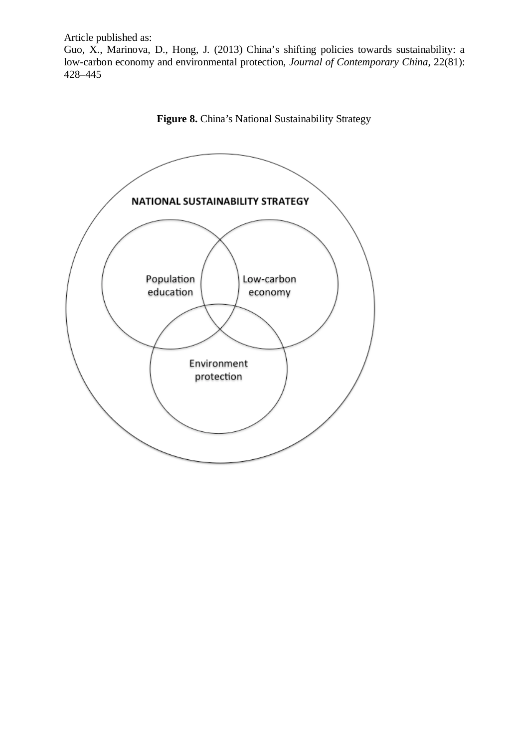Article published as:
Guo, X., Marinova, D., Hong, J. (2013) China's shifting policies towards sustainability: a low-carbon economy and environmental protection, *Journal of Contemporary China*, 22(81): 428–445

**Figure 8.** China's National Sustainability Strategy

NATIONAL SUSTAINABILITY STRATEGY

Population education

Low-carbon economy

Environment protection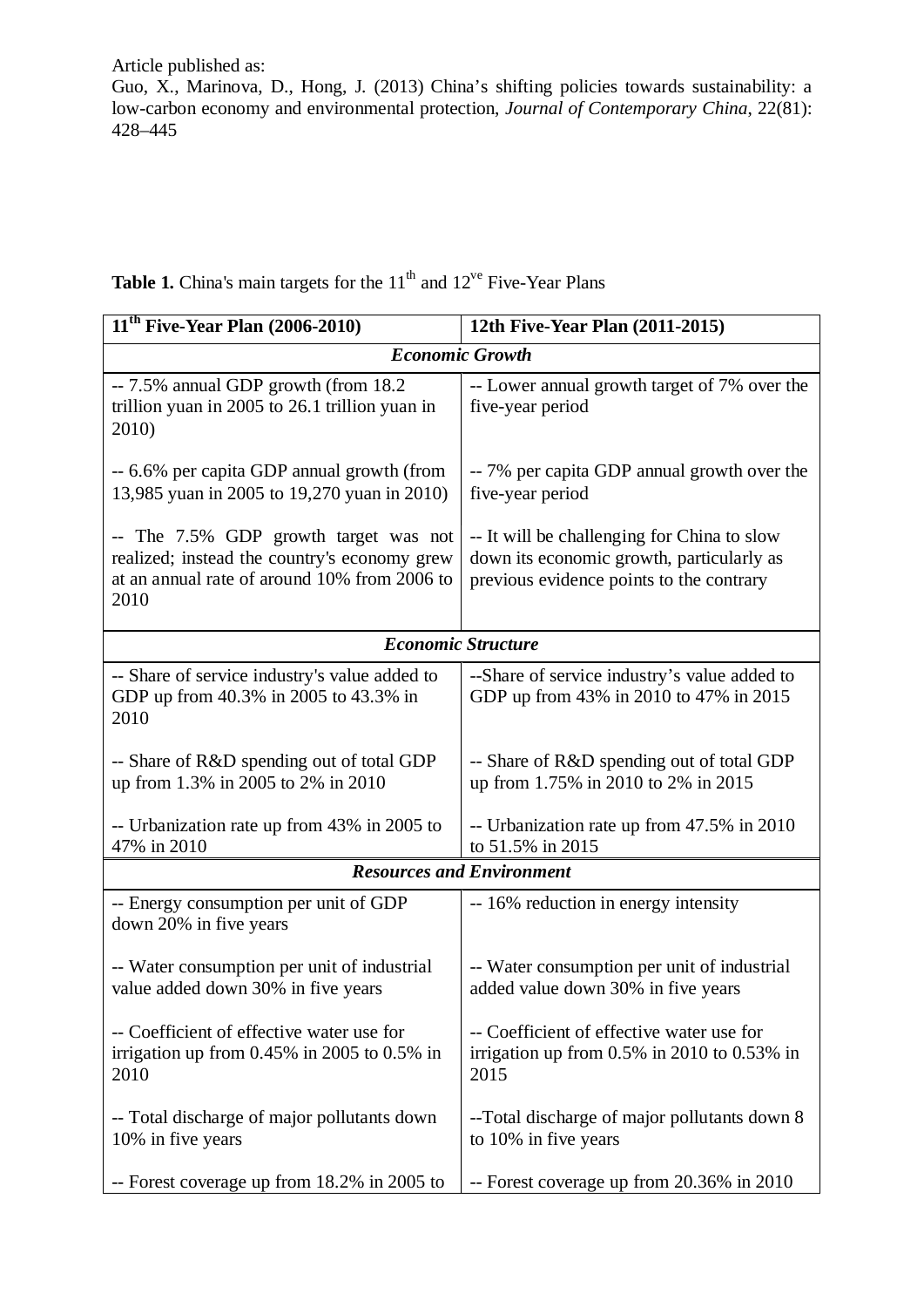Article published as:
Guo, X., Marinova, D., Hong, J. (2013) China's shifting policies towards sustainability: a low-carbon economy and environmental protection, *Journal of Contemporary China*, 22(81): 428–445

**Table 1.** China's main targets for the 11th and 12ve Five-Year Plans

| 11th Five-Year Plan (2006-2010) | 12th Five-Year Plan (2011-2015) |
|---|---|
| ***Economic Growth*** | |
| -- 7.5% annual GDP growth (from 18.2 trillion yuan in 2005 to 26.1 trillion yuan in 2010)<br><br>-- 6.6% per capita GDP annual growth (from 13,985 yuan in 2005 to 19,270 yuan in 2010)<br><br>-- The 7.5% GDP growth target was not realized; instead the country's economy grew at an annual rate of around 10% from 2006 to 2010 | -- Lower annual growth target of 7% over the five-year period<br><br>-- 7% per capita GDP annual growth over the five-year period<br><br>-- It will be challenging for China to slow down its economic growth, particularly as previous evidence points to the contrary |
| ***Economic Structure*** | |
| -- Share of service industry's value added to GDP up from 40.3% in 2005 to 43.3% in 2010<br><br>-- Share of R&D spending out of total GDP up from 1.3% in 2005 to 2% in 2010<br><br>-- Urbanization rate up from 43% in 2005 to 47% in 2010 | --Share of service industry's value added to GDP up from 43% in 2010 to 47% in 2015<br><br>-- Share of R&D spending out of total GDP up from 1.75% in 2010 to 2% in 2015<br><br>-- Urbanization rate up from 47.5% in 2010 to 51.5% in 2015 |
| ***Resources and Environment*** | |
| -- Energy consumption per unit of GDP down 20% in five years<br><br>-- Water consumption per unit of industrial value added down 30% in five years<br><br>-- Coefficient of effective water use for irrigation up from 0.45% in 2005 to 0.5% in 2010<br><br>-- Total discharge of major pollutants down 10% in five years<br><br>-- Forest coverage up from 18.2% in 2005 to | -- 16% reduction in energy intensity<br><br>-- Water consumption per unit of industrial added value down 30% in five years<br><br>-- Coefficient of effective water use for irrigation up from 0.5% in 2010 to 0.53% in 2015<br><br>--Total discharge of major pollutants down 8 to 10% in five years<br><br>-- Forest coverage up from 20.36% in 2010 |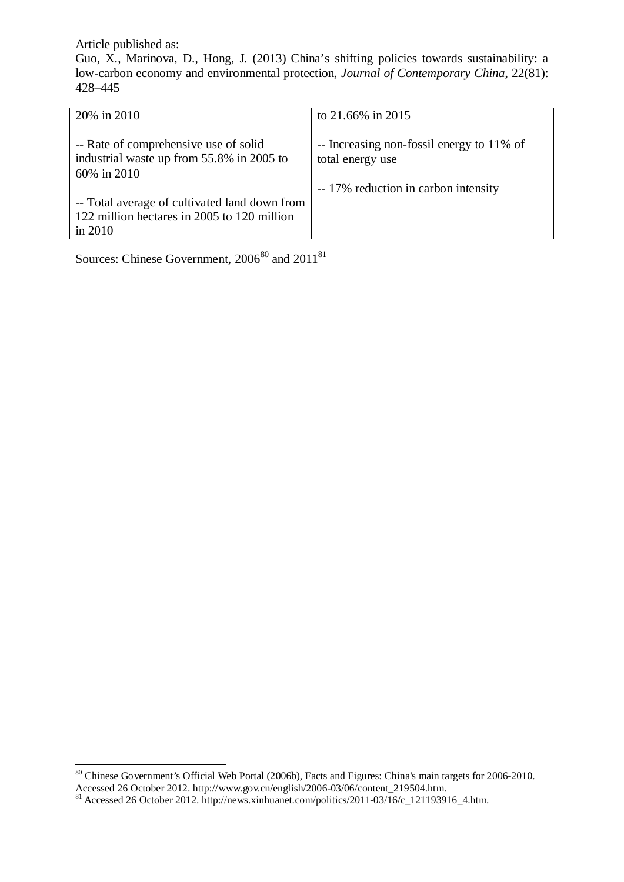Article published as:

Guo, X., Marinova, D., Hong, J. (2013) China's shifting policies towards sustainability: a low-carbon economy and environmental protection, *Journal of Contemporary China*, 22(81): 428–445

| | |
|---|---|
| 20% in 2010<br><br>-- Rate of comprehensive use of solid industrial waste up from 55.8% in 2005 to 60% in 2010<br><br>-- Total average of cultivated land down from 122 million hectares in 2005 to 120 million in 2010 | to 21.66% in 2015<br><br>-- Increasing non-fossil energy to 11% of total energy use<br><br>-- 17% reduction in carbon intensity |

Sources: Chinese Government, 2006[80] and 2011[81]

[80] Chinese Government's Official Web Portal (2006b), Facts and Figures: China's main targets for 2006-2010. Accessed 26 October 2012. http://www.gov.cn/english/2006-03/06/content_219504.htm.

[81] Accessed 26 October 2012. http://news.xinhuanet.com/politics/2011-03/16/c_121193916_4.htm.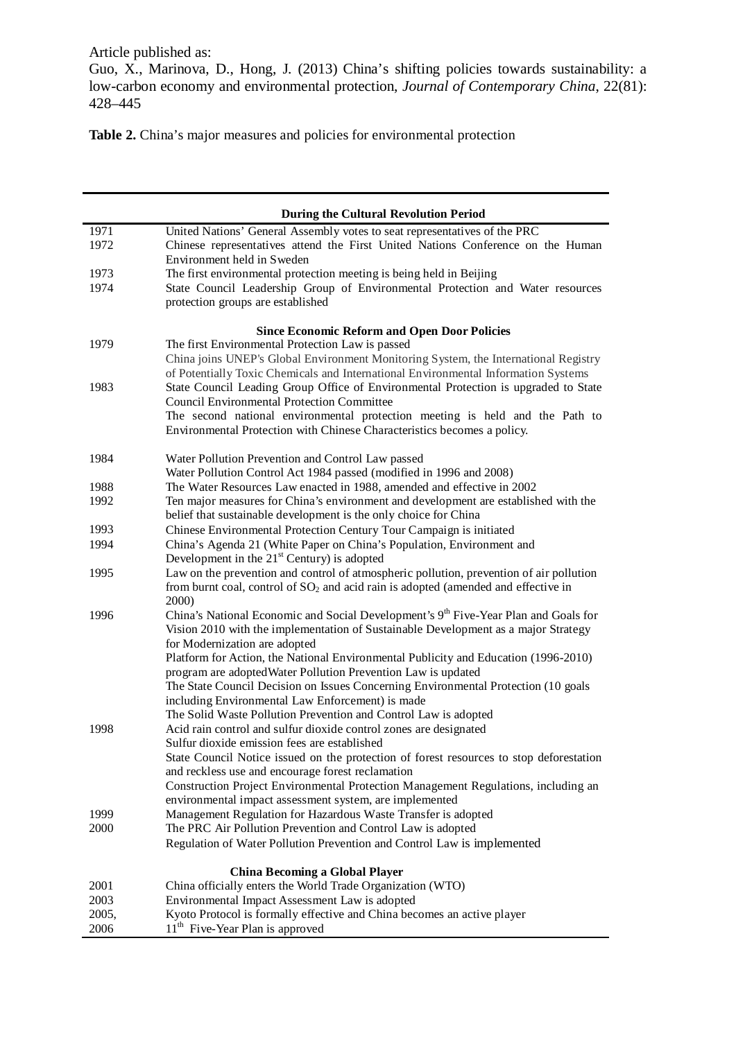Article published as:

Guo, X., Marinova, D., Hong, J. (2013) China's shifting policies towards sustainability: a low-carbon economy and environmental protection, *Journal of Contemporary China*, 22(81): 428–445

**Table 2.** China's major measures and policies for environmental protection

| | **During the Cultural Revolution Period** |
|---|---|
| 1971 | United Nations' General Assembly votes to seat representatives of the PRC |
| 1972 | Chinese representatives attend the First United Nations Conference on the Human Environment held in Sweden |
| 1973 | The first environmental protection meeting is being held in Beijing |
| 1974 | State Council Leadership Group of Environmental Protection and Water resources protection groups are established |
| | **Since Economic Reform and Open Door Policies** |
| 1979 | The first Environmental Protection Law is passed |
| | China joins UNEP's Global Environment Monitoring System, the International Registry of Potentially Toxic Chemicals and International Environmental Information Systems |
| 1983 | State Council Leading Group Office of Environmental Protection is upgraded to State Council Environmental Protection Committee |
| | The second national environmental protection meeting is held and the Path to Environmental Protection with Chinese Characteristics becomes a policy. |
| 1984 | Water Pollution Prevention and Control Law passed |
| | Water Pollution Control Act 1984 passed (modified in 1996 and 2008) |
| 1988 | The Water Resources Law enacted in 1988, amended and effective in 2002 |
| 1992 | Ten major measures for China's environment and development are established with the belief that sustainable development is the only choice for China |
| 1993 | Chinese Environmental Protection Century Tour Campaign is initiated |
| 1994 | China's Agenda 21 (White Paper on China's Population, Environment and Development in the 21st Century) is adopted |
| 1995 | Law on the prevention and control of atmospheric pollution, prevention of air pollution from burnt coal, control of $SO_2$ and acid rain is adopted (amended and effective in 2000) |
| 1996 | China's National Economic and Social Development's 9th Five-Year Plan and Goals for Vision 2010 with the implementation of Sustainable Development as a major Strategy for Modernization are adopted |
| | Platform for Action, the National Environmental Publicity and Education (1996-2010) program are adoptedWater Pollution Prevention Law is updated |
| | The State Council Decision on Issues Concerning Environmental Protection (10 goals including Environmental Law Enforcement) is made |
| | The Solid Waste Pollution Prevention and Control Law is adopted |
| 1998 | Acid rain control and sulfur dioxide control zones are designated |
| | Sulfur dioxide emission fees are established |
| | State Council Notice issued on the protection of forest resources to stop deforestation and reckless use and encourage forest reclamation |
| | Construction Project Environmental Protection Management Regulations, including an environmental impact assessment system, are implemented |
| 1999 | Management Regulation for Hazardous Waste Transfer is adopted |
| 2000 | The PRC Air Pollution Prevention and Control Law is adopted |
| | Regulation of Water Pollution Prevention and Control Law is implemented |
| | **China Becoming a Global Player** |
| 2001 | China officially enters the World Trade Organization (WTO) |
| 2003 | Environmental Impact Assessment Law is adopted |
| 2005, | Kyoto Protocol is formally effective and China becomes an active player |
| 2006 | 11th Five-Year Plan is approved |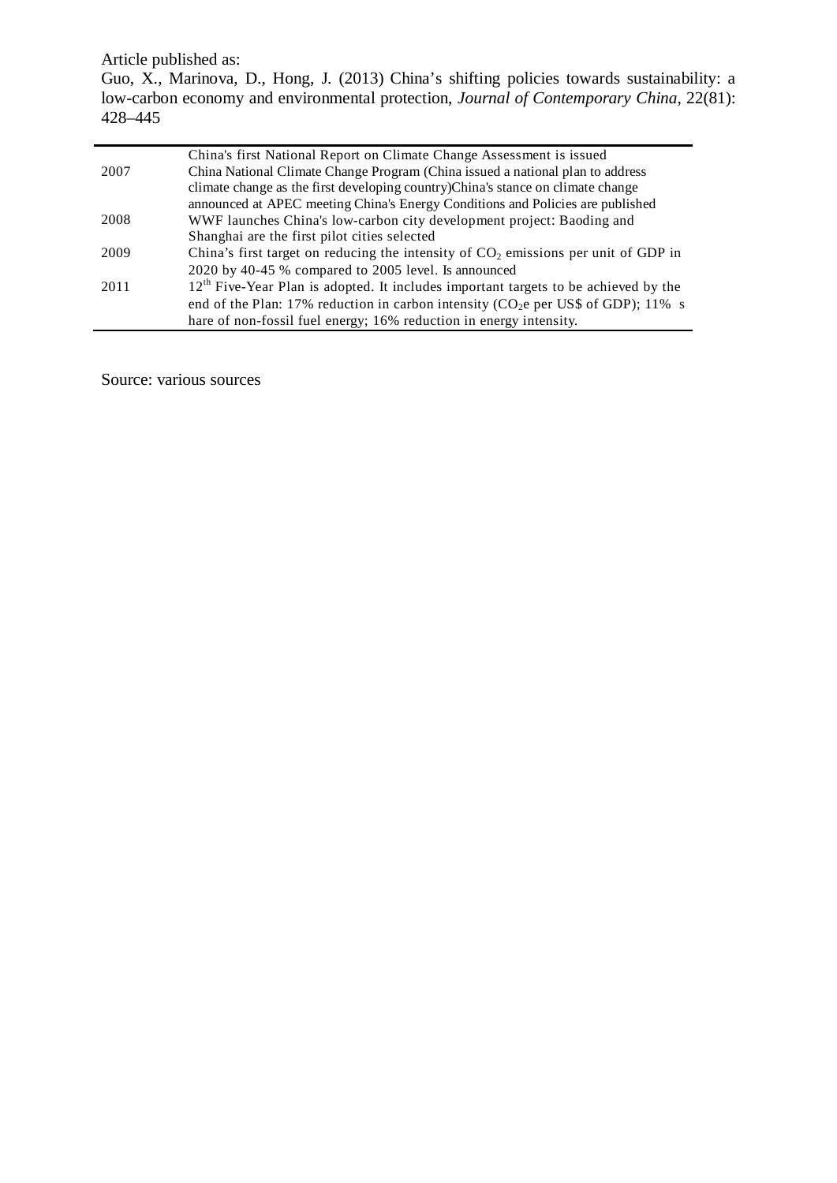Article published as:

Guo, X., Marinova, D., Hong, J. (2013) China's shifting policies towards sustainability: a low-carbon economy and environmental protection, *Journal of Contemporary China*, 22(81): 428–445

| | |
|---|---|
| | China's first National Report on Climate Change Assessment is issued |
| 2007 | China National Climate Change Program (China issued a national plan to address climate change as the first developing country)China's stance on climate change announced at APEC meeting China's Energy Conditions and Policies are published |
| 2008 | WWF launches China's low-carbon city development project: Baoding and Shanghai are the first pilot cities selected |
| 2009 | China's first target on reducing the intensity of $CO_2$ emissions per unit of GDP in 2020 by 40-45 % compared to 2005 level. Is announced |
| 2011 | 12th Five-Year Plan is adopted. It includes important targets to be achieved by the end of the Plan: 17% reduction in carbon intensity ($CO_2e$ per US$ of GDP); 11% share of non-fossil fuel energy; 16% reduction in energy intensity. |

Source: various sources